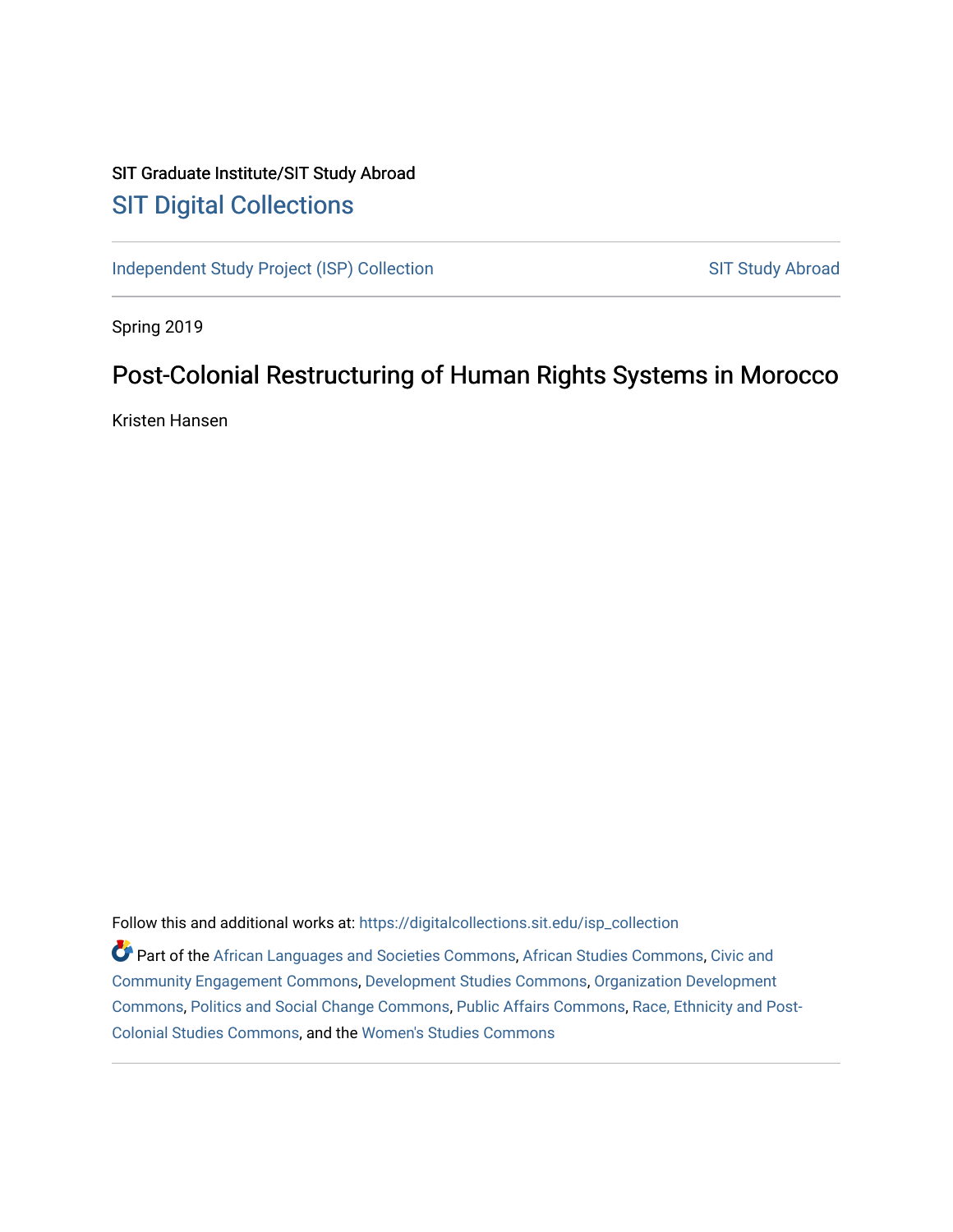SIT Graduate Institute/SIT Study Abroad

# SIT Digital Collections

Independent Study Project (ISP) Collection | SIT Study Abroad

Spring 2019

## Post-Colonial Restructuring of Human Rights Systems in Morocco

Kristen Hansen

Follow this and additional works at: https://digitalcollections.sit.edu/isp_collection

Part of the African Languages and Societies Commons, African Studies Commons, Civic and Community Engagement Commons, Development Studies Commons, Organization Development Commons, Politics and Social Change Commons, Public Affairs Commons, Race, Ethnicity and Post-Colonial Studies Commons, and the Women's Studies Commons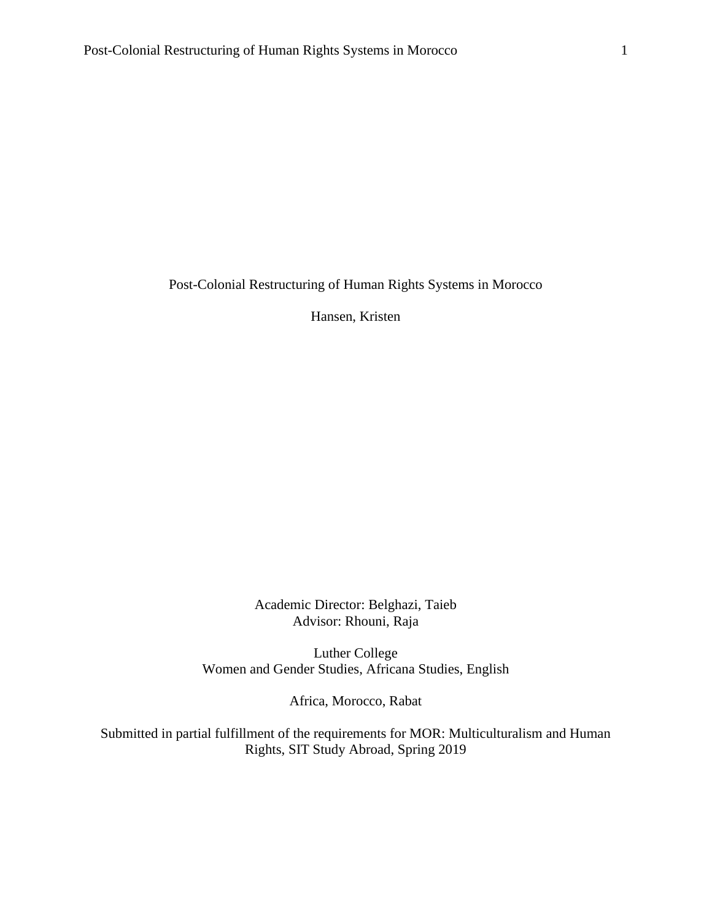# Post-Colonial Restructuring of Human Rights Systems in Morocco

Hansen, Kristen

Academic Director: Belghazi, Taieb
Advisor: Rhouni, Raja

Luther College
Women and Gender Studies, Africana Studies, English

Africa, Morocco, Rabat

Submitted in partial fulfillment of the requirements for MOR: Multiculturalism and Human Rights, SIT Study Abroad, Spring 2019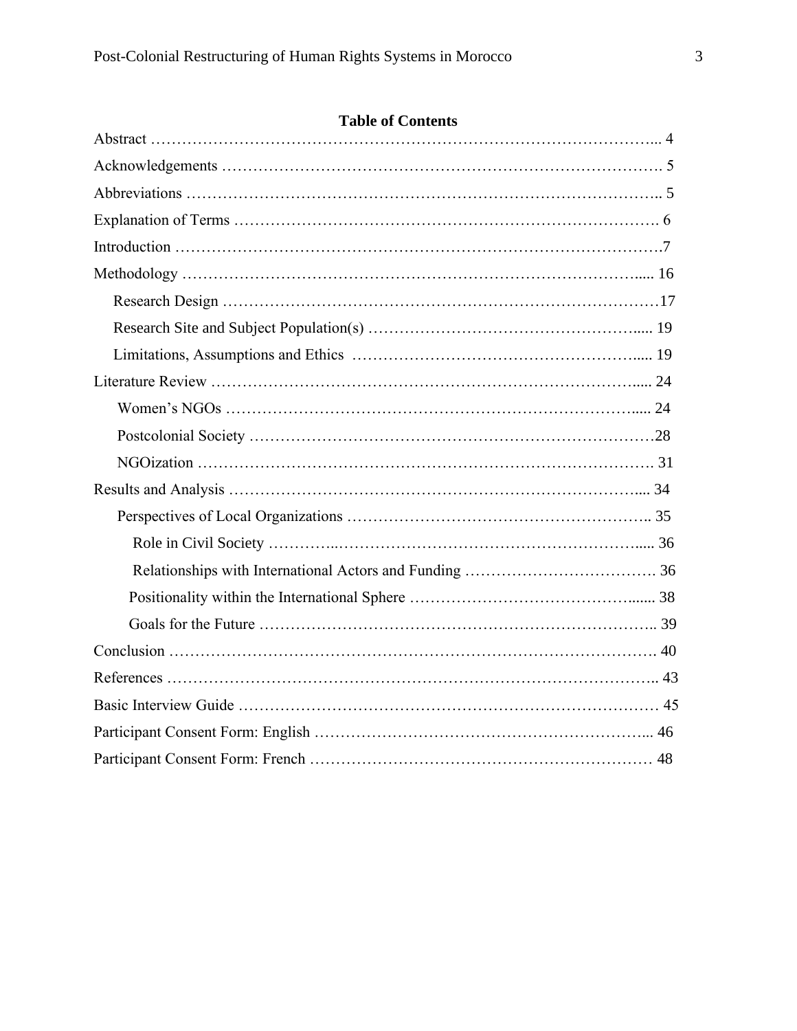**Table of Contents**

Abstract ………………………………………………………………………………….. 4

Acknowledgements …………………………………………………………………………. 5

Abbreviations ……………………………………………………………………………….. 5

Explanation of Terms ………………………………………………………………………. 6

Introduction ………………………………………………………………………………….7

Methodology ……………………………………………………………………………..... 16

- Research Design …………………………………………………………………………17
- Research Site and Subject Population(s) …………………………………………….….. 19
- Limitations, Assumptions and Ethics ………………………………………………..... 19

Literature Review ……………………………………………………………………...... 24

- Women's NGOs ……………………………………………………………………..... 24
- Postcolonial Society ……………………………………………………………………28
- NGOization …………………………………………………………………………. 31

Results and Analysis …………………………………………………………………….... 34

- Perspectives of Local Organizations ………………………………………………….. 35
  - Role in Civil Society …………..…………………………………………………..... 36
  - Relationships with International Actors and Funding ………………………………. 36
  - Positionality within the International Sphere …………………………………....... 38
  - Goals for the Future ……………………………………………………………….. 39

Conclusion ………………………………………………………………………………. 40

References ……………………………………………………………………………….. 43

Basic Interview Guide ……………………………………………………………………… 45

Participant Consent Form: English ……………………………………………………... 46

Participant Consent Form: French ………………………………………………………… 48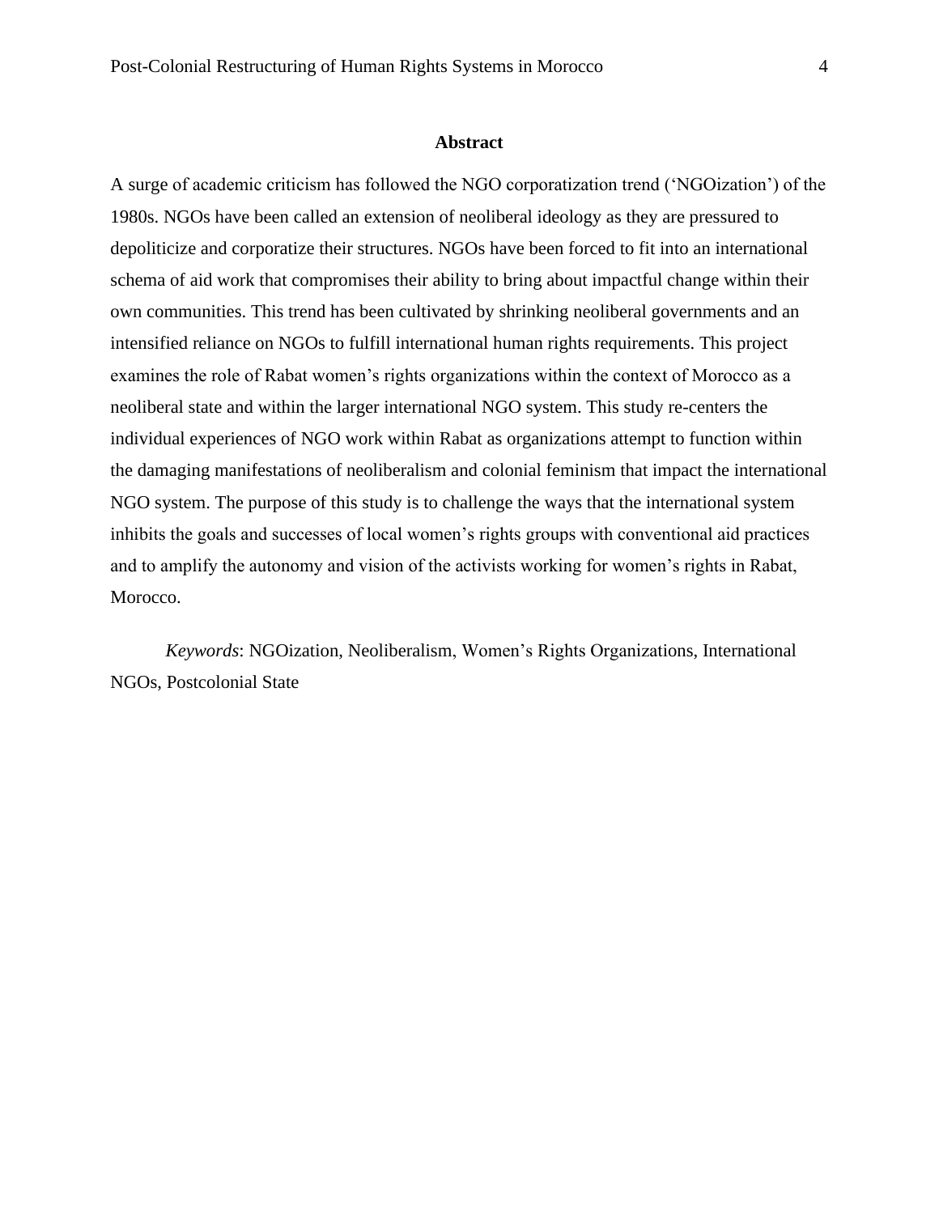## Abstract

A surge of academic criticism has followed the NGO corporatization trend (‘NGOization’) of the 1980s. NGOs have been called an extension of neoliberal ideology as they are pressured to depoliticize and corporatize their structures. NGOs have been forced to fit into an international schema of aid work that compromises their ability to bring about impactful change within their own communities. This trend has been cultivated by shrinking neoliberal governments and an intensified reliance on NGOs to fulfill international human rights requirements. This project examines the role of Rabat women’s rights organizations within the context of Morocco as a neoliberal state and within the larger international NGO system. This study re-centers the individual experiences of NGO work within Rabat as organizations attempt to function within the damaging manifestations of neoliberalism and colonial feminism that impact the international NGO system. The purpose of this study is to challenge the ways that the international system inhibits the goals and successes of local women’s rights groups with conventional aid practices and to amplify the autonomy and vision of the activists working for women’s rights in Rabat, Morocco.

*Keywords*: NGOization, Neoliberalism, Women’s Rights Organizations, International NGOs, Postcolonial State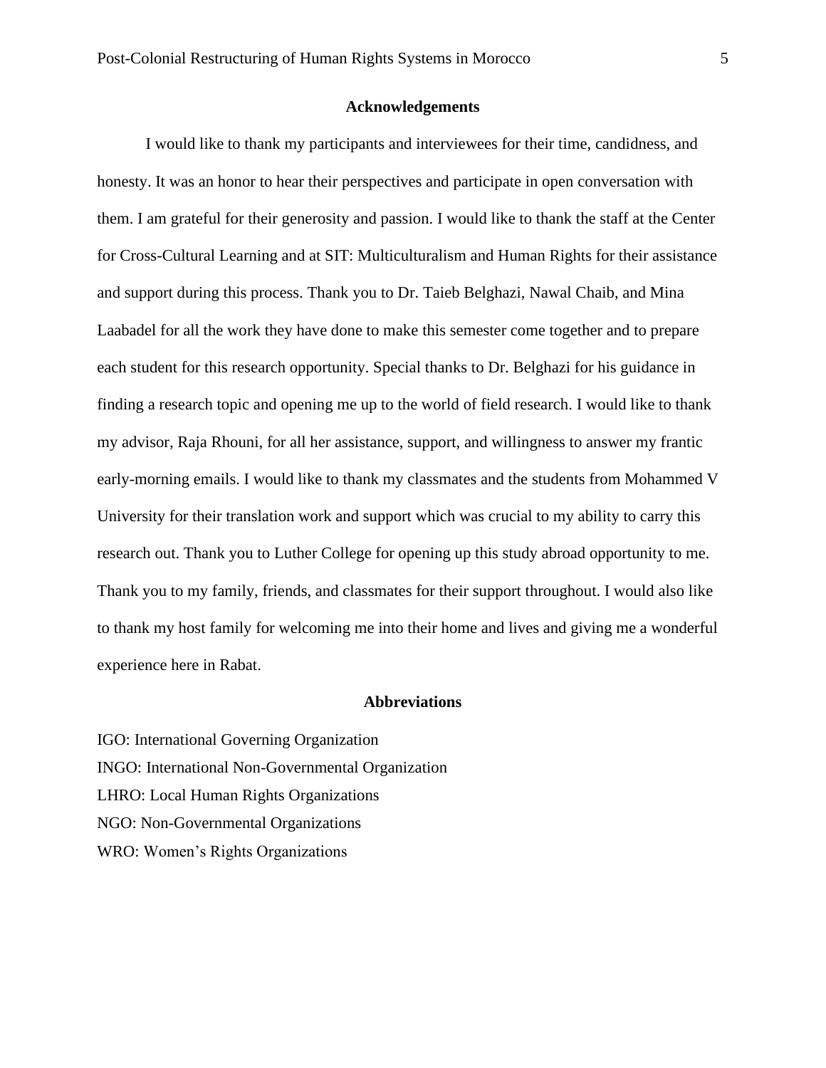## Acknowledgements

I would like to thank my participants and interviewees for their time, candidness, and honesty. It was an honor to hear their perspectives and participate in open conversation with them. I am grateful for their generosity and passion. I would like to thank the staff at the Center for Cross-Cultural Learning and at SIT: Multiculturalism and Human Rights for their assistance and support during this process. Thank you to Dr. Taieb Belghazi, Nawal Chaib, and Mina Laabadel for all the work they have done to make this semester come together and to prepare each student for this research opportunity. Special thanks to Dr. Belghazi for his guidance in finding a research topic and opening me up to the world of field research. I would like to thank my advisor, Raja Rhouni, for all her assistance, support, and willingness to answer my frantic early-morning emails. I would like to thank my classmates and the students from Mohammed V University for their translation work and support which was crucial to my ability to carry this research out. Thank you to Luther College for opening up this study abroad opportunity to me. Thank you to my family, friends, and classmates for their support throughout. I would also like to thank my host family for welcoming me into their home and lives and giving me a wonderful experience here in Rabat.

## Abbreviations

IGO: International Governing Organization
INGO: International Non-Governmental Organization
LHRO: Local Human Rights Organizations
NGO: Non-Governmental Organizations
WRO: Women's Rights Organizations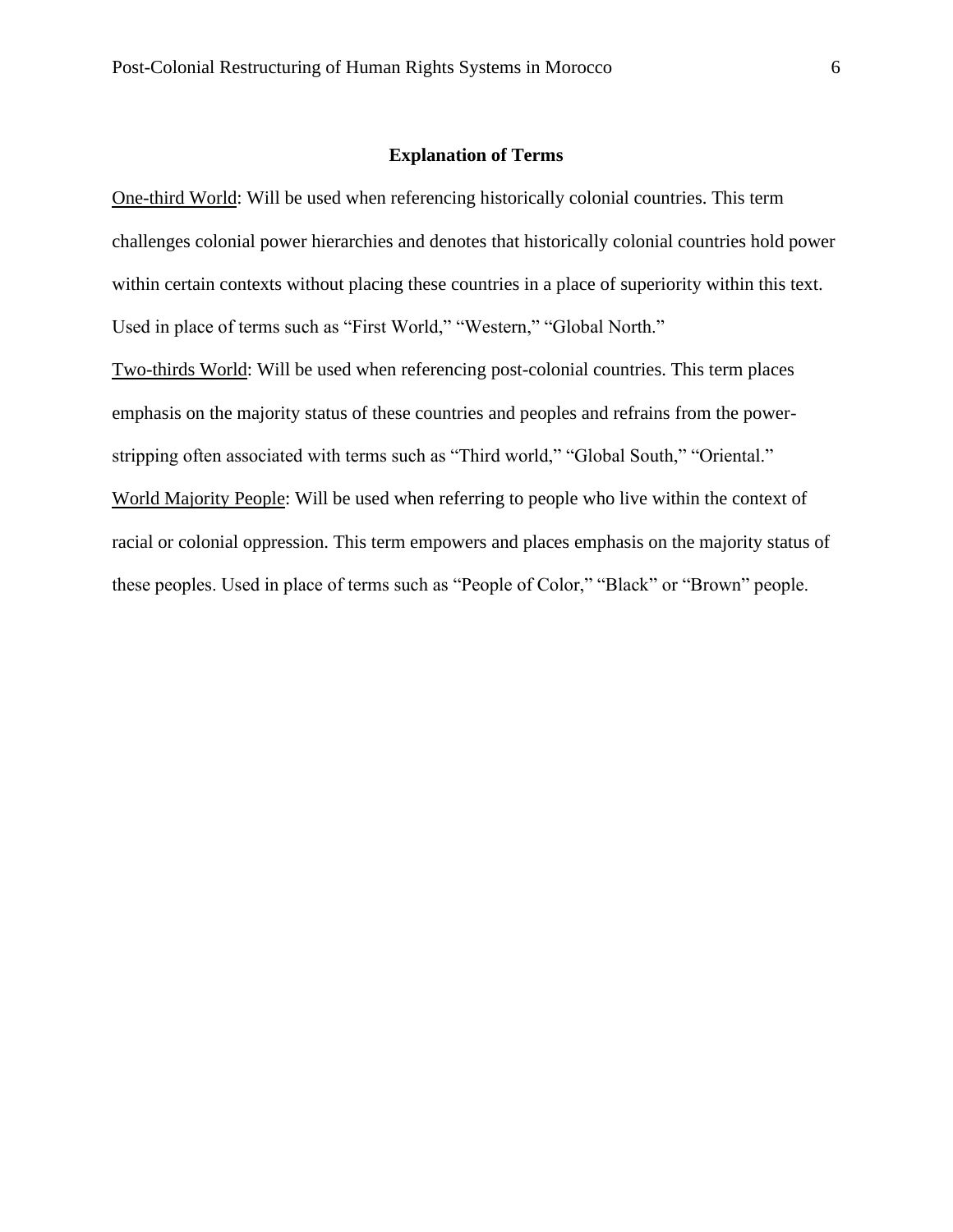## Explanation of Terms

<u>One-third World</u>: Will be used when referencing historically colonial countries. This term challenges colonial power hierarchies and denotes that historically colonial countries hold power within certain contexts without placing these countries in a place of superiority within this text. Used in place of terms such as "First World," "Western," "Global North."

<u>Two-thirds World</u>: Will be used when referencing post-colonial countries. This term places emphasis on the majority status of these countries and peoples and refrains from the power-stripping often associated with terms such as "Third world," "Global South," "Oriental."

<u>World Majority People</u>: Will be used when referring to people who live within the context of racial or colonial oppression. This term empowers and places emphasis on the majority status of these peoples. Used in place of terms such as "People of Color," "Black" or "Brown" people.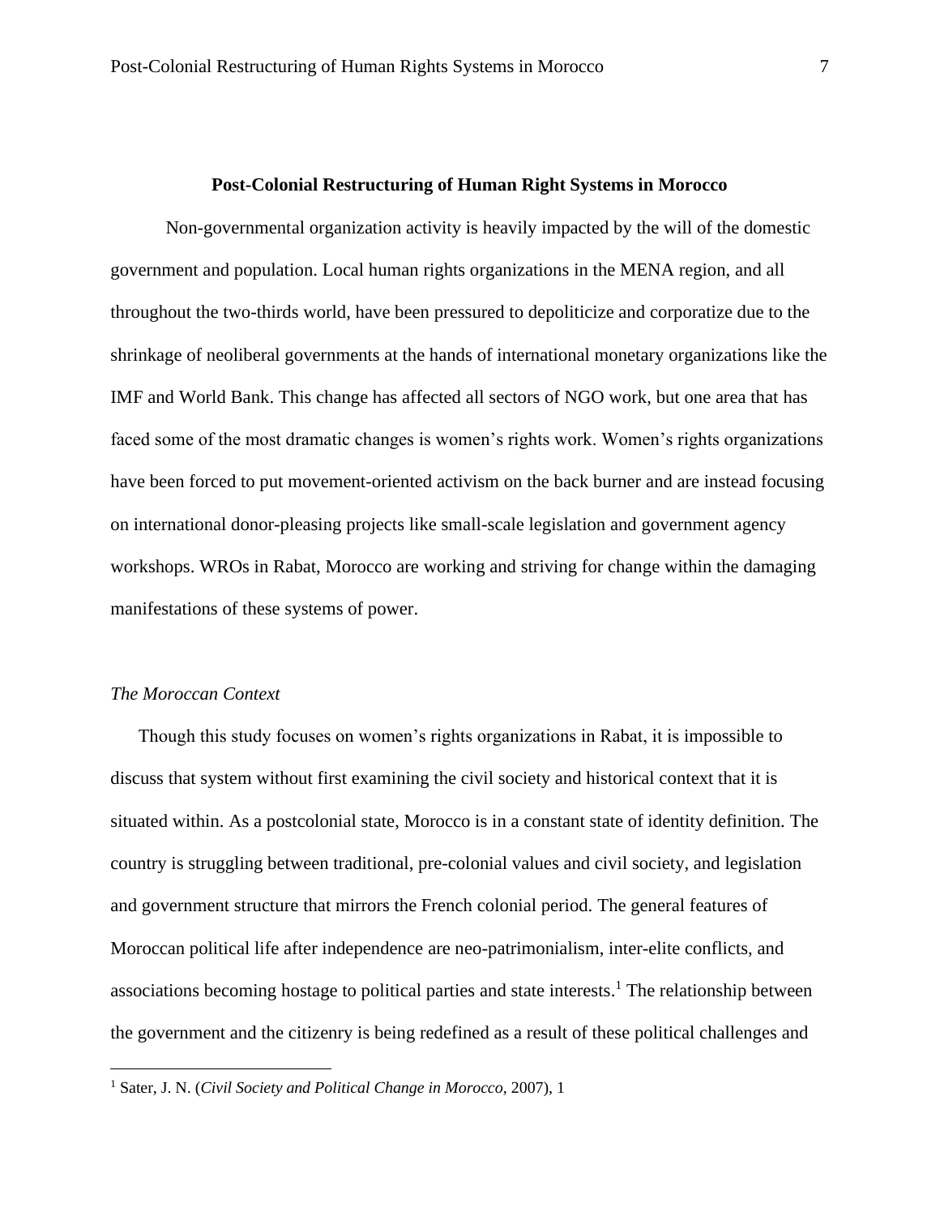## Post-Colonial Restructuring of Human Right Systems in Morocco

Non-governmental organization activity is heavily impacted by the will of the domestic government and population. Local human rights organizations in the MENA region, and all throughout the two-thirds world, have been pressured to depoliticize and corporatize due to the shrinkage of neoliberal governments at the hands of international monetary organizations like the IMF and World Bank. This change has affected all sectors of NGO work, but one area that has faced some of the most dramatic changes is women's rights work. Women's rights organizations have been forced to put movement-oriented activism on the back burner and are instead focusing on international donor-pleasing projects like small-scale legislation and government agency workshops. WROs in Rabat, Morocco are working and striving for change within the damaging manifestations of these systems of power.

### *The Moroccan Context*

Though this study focuses on women's rights organizations in Rabat, it is impossible to discuss that system without first examining the civil society and historical context that it is situated within. As a postcolonial state, Morocco is in a constant state of identity definition. The country is struggling between traditional, pre-colonial values and civil society, and legislation and government structure that mirrors the French colonial period. The general features of Moroccan political life after independence are neo-patrimonialism, inter-elite conflicts, and associations becoming hostage to political parties and state interests.[1] The relationship between the government and the citizenry is being redefined as a result of these political challenges and

---

[1] Sater, J. N. (*Civil Society and Political Change in Morocco*, 2007), 1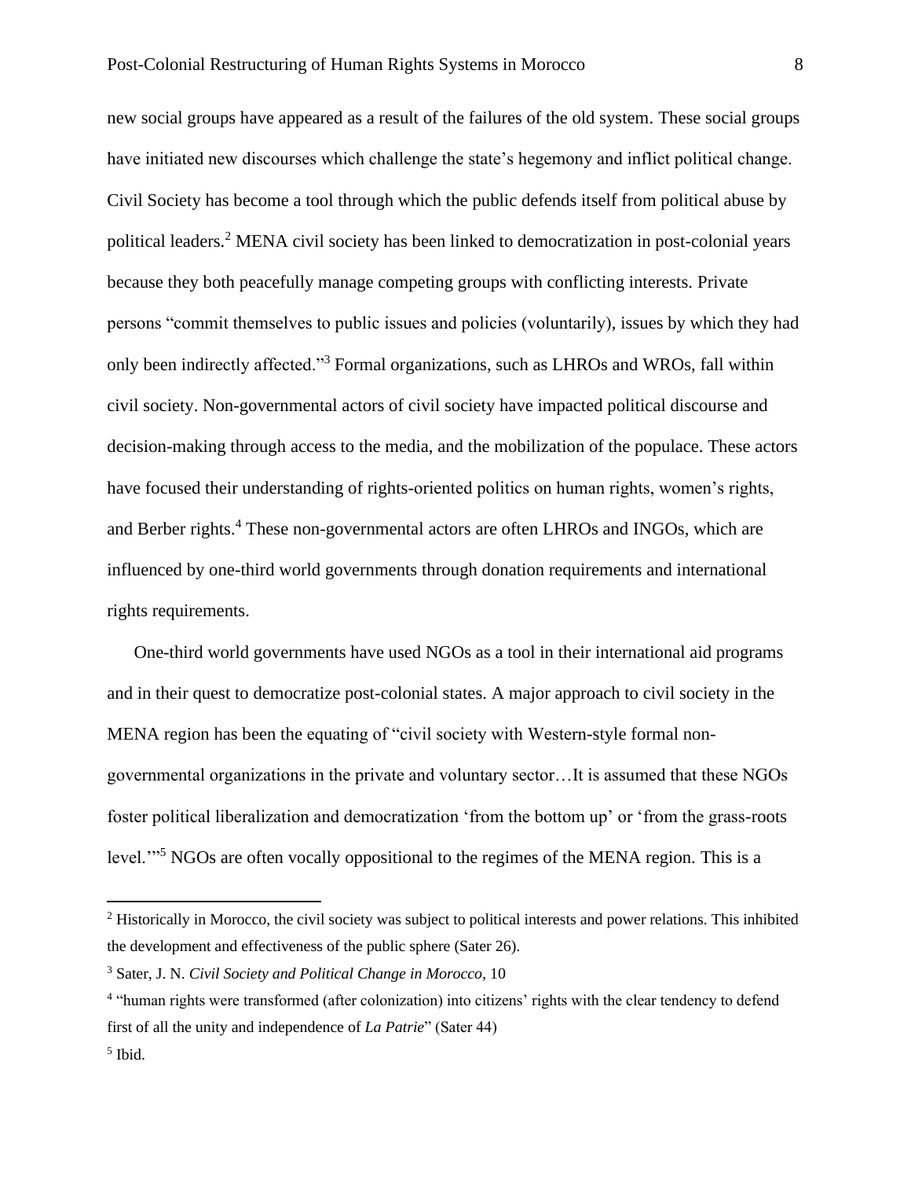new social groups have appeared as a result of the failures of the old system. These social groups have initiated new discourses which challenge the state's hegemony and inflict political change. Civil Society has become a tool through which the public defends itself from political abuse by political leaders.[2] MENA civil society has been linked to democratization in post-colonial years because they both peacefully manage competing groups with conflicting interests. Private persons "commit themselves to public issues and policies (voluntarily), issues by which they had only been indirectly affected."[3] Formal organizations, such as LHROs and WROs, fall within civil society. Non-governmental actors of civil society have impacted political discourse and decision-making through access to the media, and the mobilization of the populace. These actors have focused their understanding of rights-oriented politics on human rights, women's rights, and Berber rights.[4] These non-governmental actors are often LHROs and INGOs, which are influenced by one-third world governments through donation requirements and international rights requirements.

One-third world governments have used NGOs as a tool in their international aid programs and in their quest to democratize post-colonial states. A major approach to civil society in the MENA region has been the equating of "civil society with Western-style formal non-governmental organizations in the private and voluntary sector…It is assumed that these NGOs foster political liberalization and democratization 'from the bottom up' or 'from the grass-roots level.'"[5] NGOs are often vocally oppositional to the regimes of the MENA region. This is a

---

[2] Historically in Morocco, the civil society was subject to political interests and power relations. This inhibited the development and effectiveness of the public sphere (Sater 26).

[3] Sater, J. N. *Civil Society and Political Change in Morocco*, 10

[4] "human rights were transformed (after colonization) into citizens' rights with the clear tendency to defend first of all the unity and independence of *La Patrie*" (Sater 44)

[5] Ibid.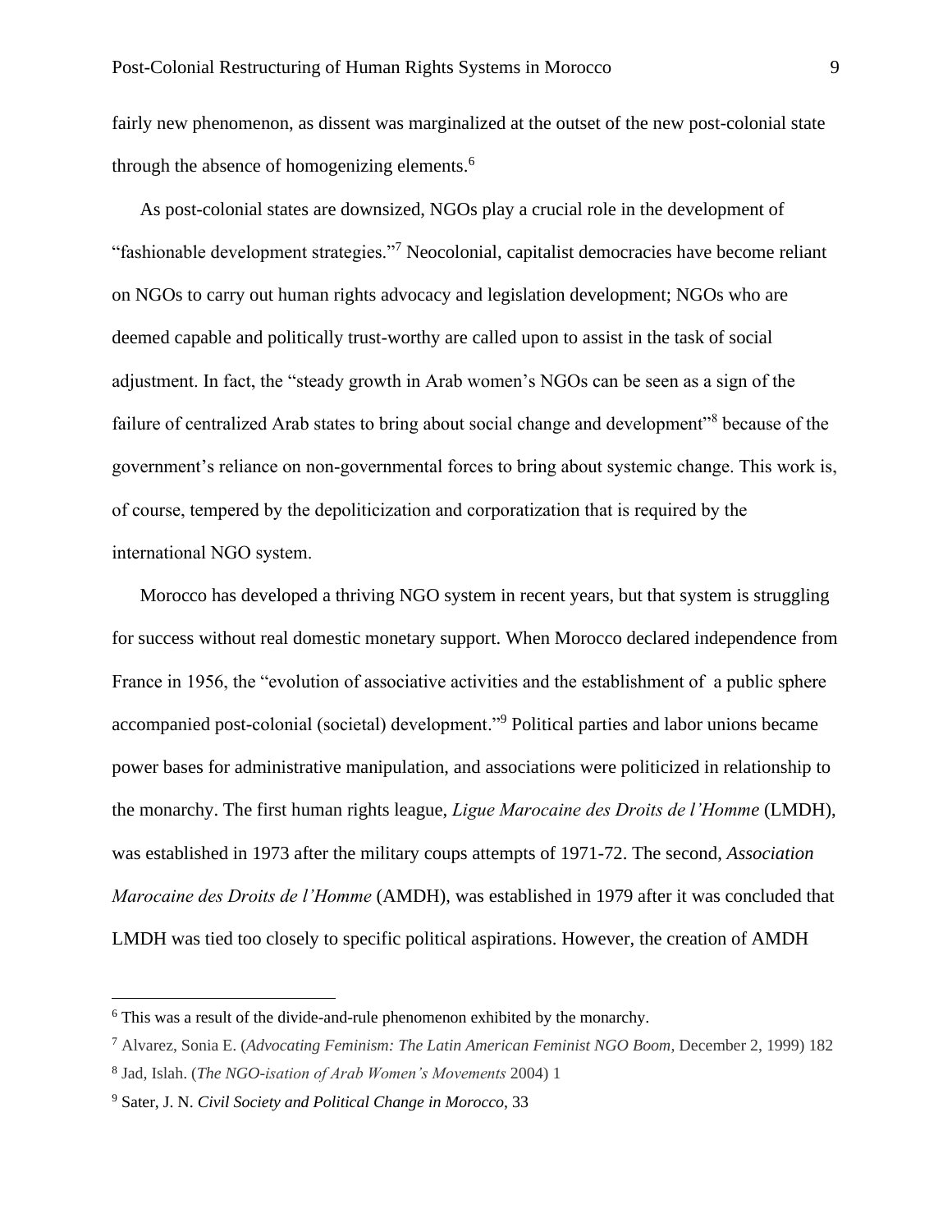fairly new phenomenon, as dissent was marginalized at the outset of the new post-colonial state through the absence of homogenizing elements.[6]

As post-colonial states are downsized, NGOs play a crucial role in the development of "fashionable development strategies."[7] Neocolonial, capitalist democracies have become reliant on NGOs to carry out human rights advocacy and legislation development; NGOs who are deemed capable and politically trust-worthy are called upon to assist in the task of social adjustment. In fact, the "steady growth in Arab women's NGOs can be seen as a sign of the failure of centralized Arab states to bring about social change and development"[8] because of the government's reliance on non-governmental forces to bring about systemic change. This work is, of course, tempered by the depoliticization and corporatization that is required by the international NGO system.

Morocco has developed a thriving NGO system in recent years, but that system is struggling for success without real domestic monetary support. When Morocco declared independence from France in 1956, the "evolution of associative activities and the establishment of  a public sphere accompanied post-colonial (societal) development."[9] Political parties and labor unions became power bases for administrative manipulation, and associations were politicized in relationship to the monarchy. The first human rights league, *Ligue Marocaine des Droits de l'Homme* (LMDH), was established in 1973 after the military coups attempts of 1971-72. The second, *Association Marocaine des Droits de l'Homme* (AMDH), was established in 1979 after it was concluded that LMDH was tied too closely to specific political aspirations. However, the creation of AMDH

---

[6] This was a result of the divide-and-rule phenomenon exhibited by the monarchy.

[7] Alvarez, Sonia E. (*Advocating Feminism: The Latin American Feminist NGO Boom*, December 2, 1999) 182

[8] Jad, Islah. (*The NGO-isation of Arab Women's Movements* 2004) 1

[9] Sater, J. N. *Civil Society and Political Change in Morocco*, 33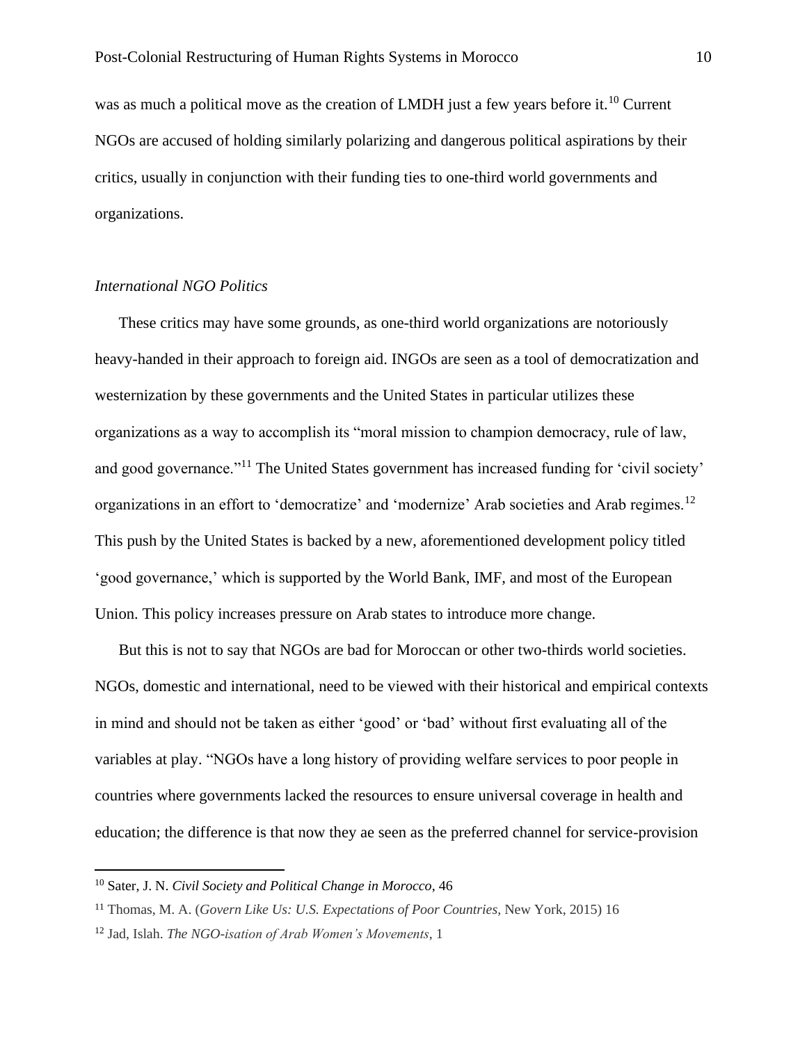was as much a political move as the creation of LMDH just a few years before it.[10] Current NGOs are accused of holding similarly polarizing and dangerous political aspirations by their critics, usually in conjunction with their funding ties to one-third world governments and organizations.

### *International NGO Politics*

These critics may have some grounds, as one-third world organizations are notoriously heavy-handed in their approach to foreign aid. INGOs are seen as a tool of democratization and westernization by these governments and the United States in particular utilizes these organizations as a way to accomplish its "moral mission to champion democracy, rule of law, and good governance."[11] The United States government has increased funding for 'civil society' organizations in an effort to 'democratize' and 'modernize' Arab societies and Arab regimes.[12] This push by the United States is backed by a new, aforementioned development policy titled 'good governance,' which is supported by the World Bank, IMF, and most of the European Union. This policy increases pressure on Arab states to introduce more change.

But this is not to say that NGOs are bad for Moroccan or other two-thirds world societies. NGOs, domestic and international, need to be viewed with their historical and empirical contexts in mind and should not be taken as either 'good' or 'bad' without first evaluating all of the variables at play. "NGOs have a long history of providing welfare services to poor people in countries where governments lacked the resources to ensure universal coverage in health and education; the difference is that now they ae seen as the preferred channel for service-provision

---

[10] Sater, J. N. *Civil Society and Political Change in Morocco*, 46

[11] Thomas, M. A. (*Govern Like Us: U.S. Expectations of Poor Countries*, New York, 2015) 16

[12] Jad, Islah. *The NGO-isation of Arab Women's Movements*, 1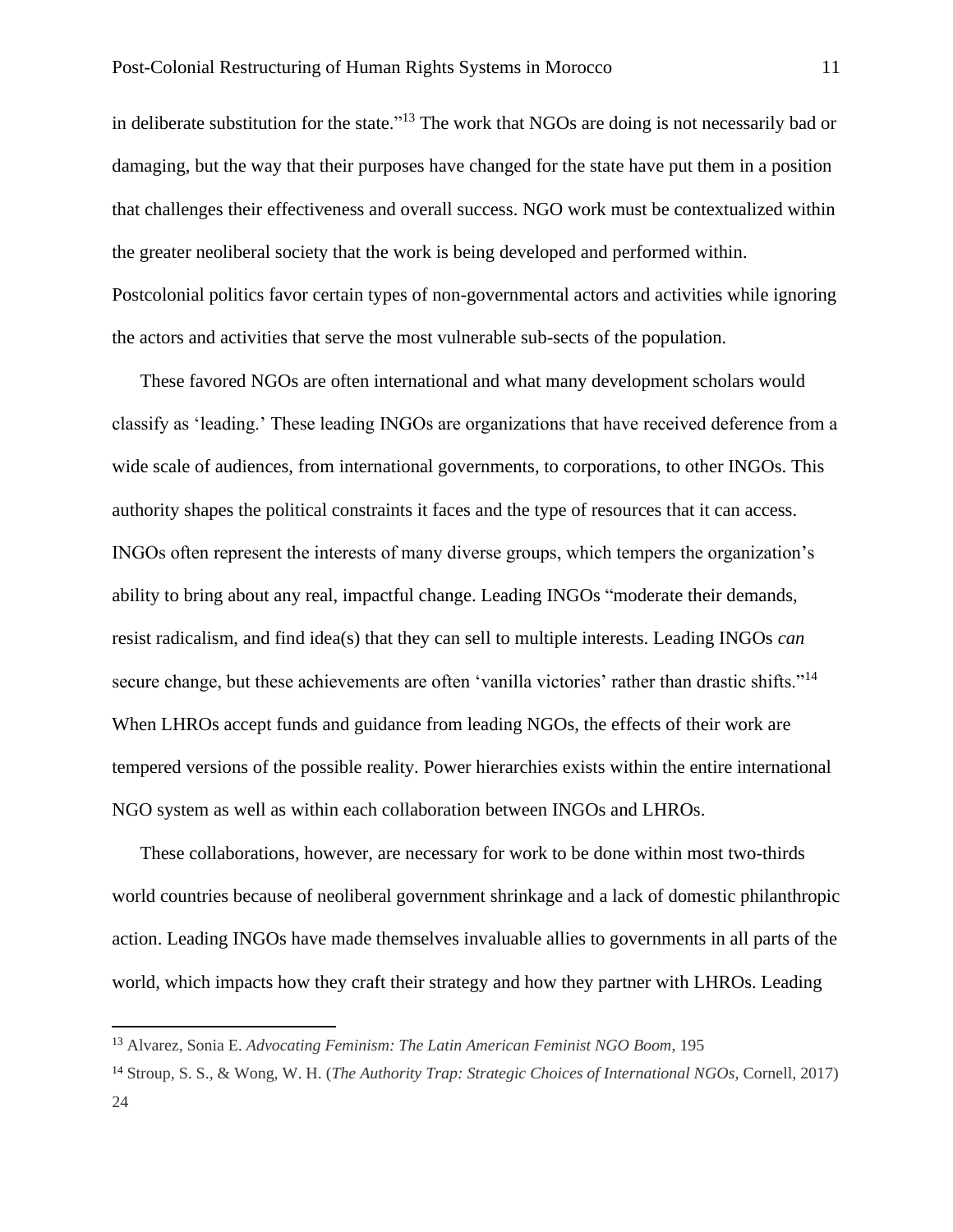in deliberate substitution for the state."[13] The work that NGOs are doing is not necessarily bad or damaging, but the way that their purposes have changed for the state have put them in a position that challenges their effectiveness and overall success. NGO work must be contextualized within the greater neoliberal society that the work is being developed and performed within. Postcolonial politics favor certain types of non-governmental actors and activities while ignoring the actors and activities that serve the most vulnerable sub-sects of the population.

These favored NGOs are often international and what many development scholars would classify as 'leading.' These leading INGOs are organizations that have received deference from a wide scale of audiences, from international governments, to corporations, to other INGOs. This authority shapes the political constraints it faces and the type of resources that it can access. INGOs often represent the interests of many diverse groups, which tempers the organization's ability to bring about any real, impactful change. Leading INGOs "moderate their demands, resist radicalism, and find idea(s) that they can sell to multiple interests. Leading INGOs *can* secure change, but these achievements are often 'vanilla victories' rather than drastic shifts."[14] When LHROs accept funds and guidance from leading NGOs, the effects of their work are tempered versions of the possible reality. Power hierarchies exists within the entire international NGO system as well as within each collaboration between INGOs and LHROs.

These collaborations, however, are necessary for work to be done within most two-thirds world countries because of neoliberal government shrinkage and a lack of domestic philanthropic action. Leading INGOs have made themselves invaluable allies to governments in all parts of the world, which impacts how they craft their strategy and how they partner with LHROs. Leading

---

[13] Alvarez, Sonia E. *Advocating Feminism: The Latin American Feminist NGO Boom*, 195

[14] Stroup, S. S., & Wong, W. H. (*The Authority Trap: Strategic Choices of International NGOs*, Cornell, 2017) 24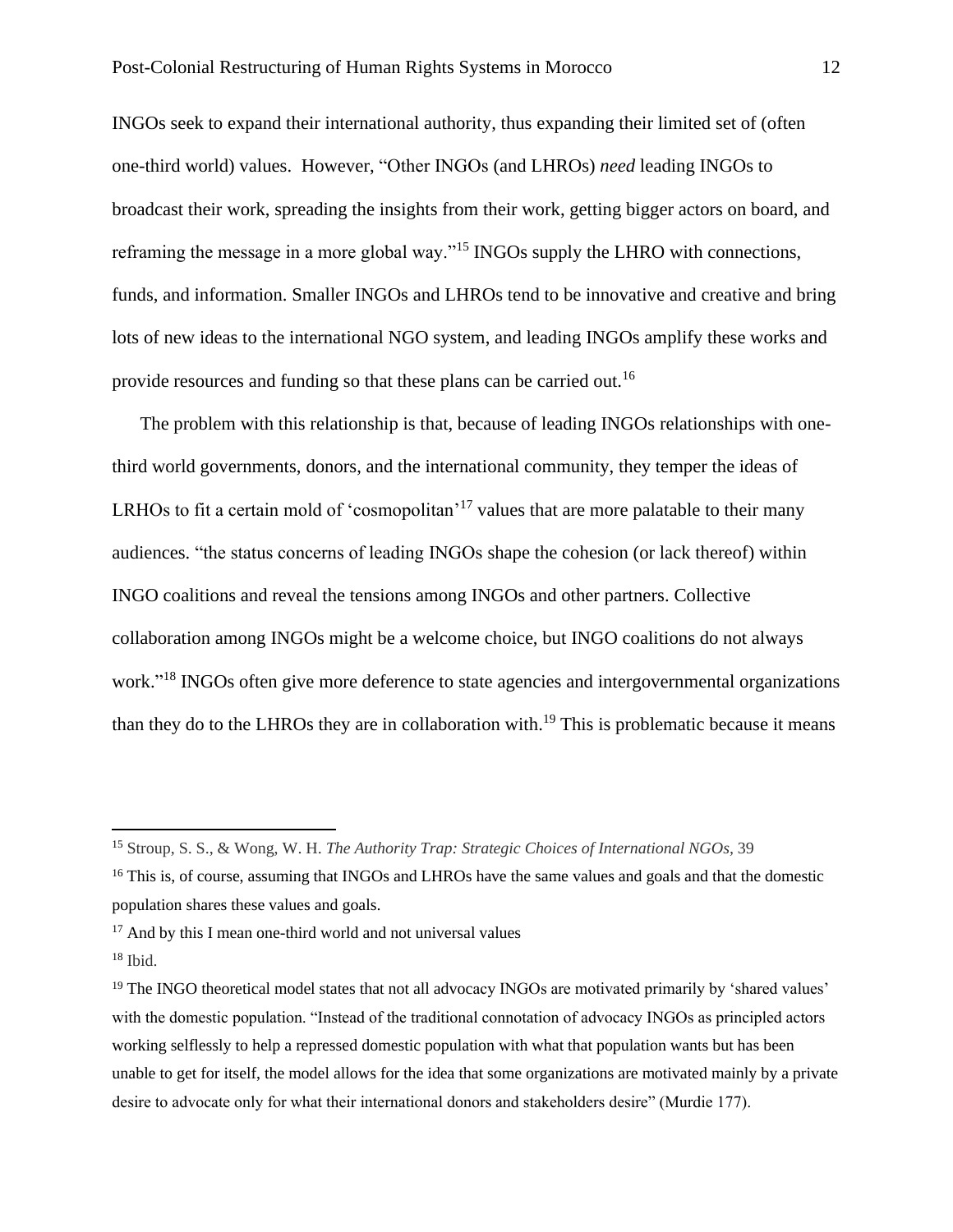INGOs seek to expand their international authority, thus expanding their limited set of (often one-third world) values. However, "Other INGOs (and LHROs) *need* leading INGOs to broadcast their work, spreading the insights from their work, getting bigger actors on board, and reframing the message in a more global way."[15] INGOs supply the LHRO with connections, funds, and information. Smaller INGOs and LHROs tend to be innovative and creative and bring lots of new ideas to the international NGO system, and leading INGOs amplify these works and provide resources and funding so that these plans can be carried out.[16]

The problem with this relationship is that, because of leading INGOs relationships with one-third world governments, donors, and the international community, they temper the ideas of LRHOs to fit a certain mold of 'cosmopolitan'[17] values that are more palatable to their many audiences. "the status concerns of leading INGOs shape the cohesion (or lack thereof) within INGO coalitions and reveal the tensions among INGOs and other partners. Collective collaboration among INGOs might be a welcome choice, but INGO coalitions do not always work."[18] INGOs often give more deference to state agencies and intergovernmental organizations than they do to the LHROs they are in collaboration with.[19] This is problematic because it means

---

[15] Stroup, S. S., & Wong, W. H. *The Authority Trap: Strategic Choices of International NGOs*, 39

[16] This is, of course, assuming that INGOs and LHROs have the same values and goals and that the domestic population shares these values and goals.

[17] And by this I mean one-third world and not universal values

[18] Ibid.

[19] The INGO theoretical model states that not all advocacy INGOs are motivated primarily by 'shared values' with the domestic population. "Instead of the traditional connotation of advocacy INGOs as principled actors working selflessly to help a repressed domestic population with what that population wants but has been unable to get for itself, the model allows for the idea that some organizations are motivated mainly by a private desire to advocate only for what their international donors and stakeholders desire" (Murdie 177).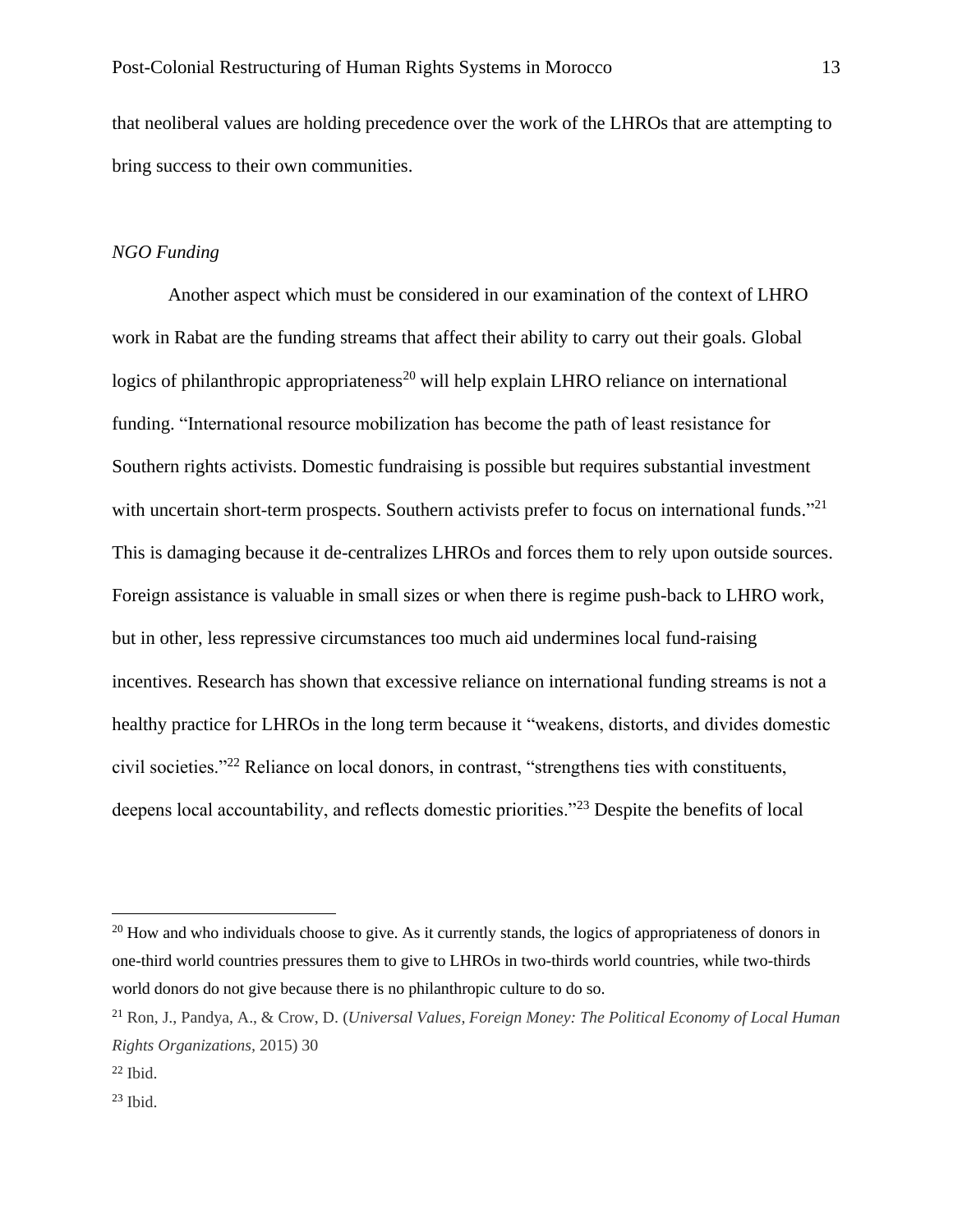that neoliberal values are holding precedence over the work of the LHROs that are attempting to bring success to their own communities.

*NGO Funding*

Another aspect which must be considered in our examination of the context of LHRO work in Rabat are the funding streams that affect their ability to carry out their goals. Global logics of philanthropic appropriateness[20] will help explain LHRO reliance on international funding. "International resource mobilization has become the path of least resistance for Southern rights activists. Domestic fundraising is possible but requires substantial investment with uncertain short-term prospects. Southern activists prefer to focus on international funds."[21] This is damaging because it de-centralizes LHROs and forces them to rely upon outside sources. Foreign assistance is valuable in small sizes or when there is regime push-back to LHRO work, but in other, less repressive circumstances too much aid undermines local fund-raising incentives. Research has shown that excessive reliance on international funding streams is not a healthy practice for LHROs in the long term because it "weakens, distorts, and divides domestic civil societies."[22] Reliance on local donors, in contrast, "strengthens ties with constituents, deepens local accountability, and reflects domestic priorities."[23] Despite the benefits of local

---

[20] How and who individuals choose to give. As it currently stands, the logics of appropriateness of donors in one-third world countries pressures them to give to LHROs in two-thirds world countries, while two-thirds world donors do not give because there is no philanthropic culture to do so.

[21] Ron, J., Pandya, A., & Crow, D. (*Universal Values, Foreign Money: The Political Economy of Local Human Rights Organizations*, 2015) 30

[22] Ibid.

[23] Ibid.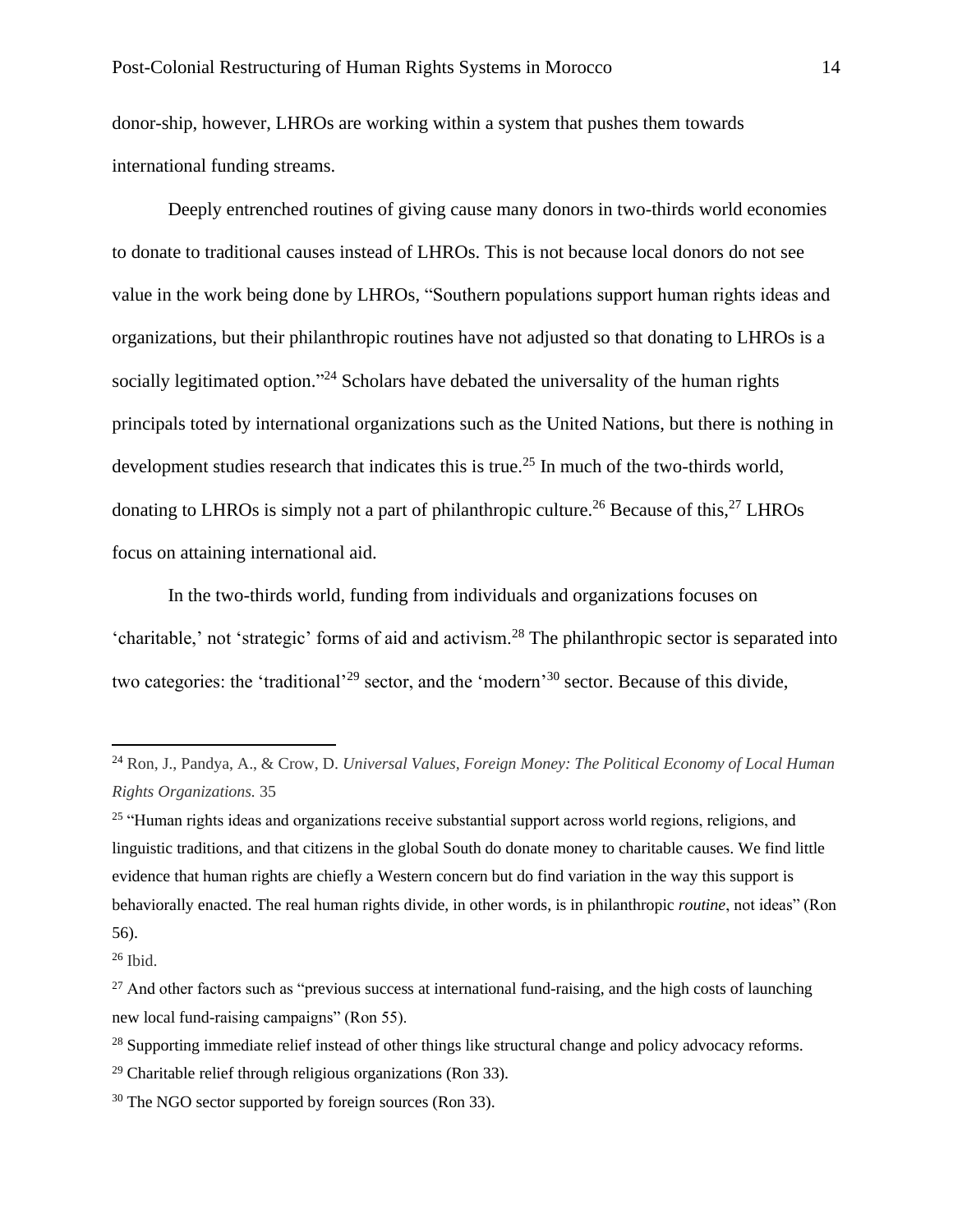donor-ship, however, LHROs are working within a system that pushes them towards international funding streams.

Deeply entrenched routines of giving cause many donors in two-thirds world economies to donate to traditional causes instead of LHROs. This is not because local donors do not see value in the work being done by LHROs, "Southern populations support human rights ideas and organizations, but their philanthropic routines have not adjusted so that donating to LHROs is a socially legitimated option."[24] Scholars have debated the universality of the human rights principals toted by international organizations such as the United Nations, but there is nothing in development studies research that indicates this is true.[25] In much of the two-thirds world, donating to LHROs is simply not a part of philanthropic culture.[26] Because of this,[27] LHROs focus on attaining international aid.

In the two-thirds world, funding from individuals and organizations focuses on 'charitable,' not 'strategic' forms of aid and activism.[28] The philanthropic sector is separated into two categories: the 'traditional'[29] sector, and the 'modern'[30] sector. Because of this divide,

---

[24] Ron, J., Pandya, A., & Crow, D. *Universal Values, Foreign Money: The Political Economy of Local Human Rights Organizations.* 35

[25] "Human rights ideas and organizations receive substantial support across world regions, religions, and linguistic traditions, and that citizens in the global South do donate money to charitable causes. We find little evidence that human rights are chiefly a Western concern but do find variation in the way this support is behaviorally enacted. The real human rights divide, in other words, is in philanthropic *routine*, not ideas" (Ron 56).

[26] Ibid.

[27] And other factors such as "previous success at international fund-raising, and the high costs of launching new local fund-raising campaigns" (Ron 55).

[28] Supporting immediate relief instead of other things like structural change and policy advocacy reforms.

[29] Charitable relief through religious organizations (Ron 33).

[30] The NGO sector supported by foreign sources (Ron 33).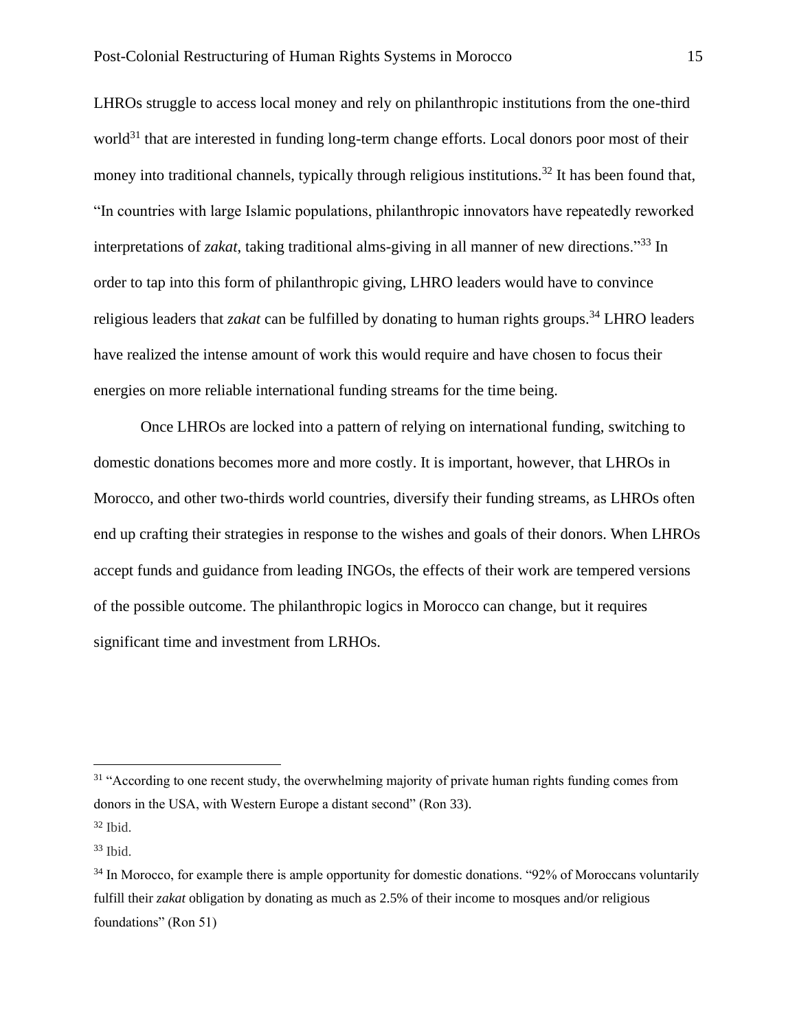LHROs struggle to access local money and rely on philanthropic institutions from the one-third world[31] that are interested in funding long-term change efforts. Local donors poor most of their money into traditional channels, typically through religious institutions.[32] It has been found that, "In countries with large Islamic populations, philanthropic innovators have repeatedly reworked interpretations of *zakat*, taking traditional alms-giving in all manner of new directions."[33] In order to tap into this form of philanthropic giving, LHRO leaders would have to convince religious leaders that *zakat* can be fulfilled by donating to human rights groups.[34] LHRO leaders have realized the intense amount of work this would require and have chosen to focus their energies on more reliable international funding streams for the time being.

Once LHROs are locked into a pattern of relying on international funding, switching to domestic donations becomes more and more costly. It is important, however, that LHROs in Morocco, and other two-thirds world countries, diversify their funding streams, as LHROs often end up crafting their strategies in response to the wishes and goals of their donors. When LHROs accept funds and guidance from leading INGOs, the effects of their work are tempered versions of the possible outcome. The philanthropic logics in Morocco can change, but it requires significant time and investment from LRHOs.

---

[31] "According to one recent study, the overwhelming majority of private human rights funding comes from donors in the USA, with Western Europe a distant second" (Ron 33).

[32] Ibid.

[33] Ibid.

[34] In Morocco, for example there is ample opportunity for domestic donations. "92% of Moroccans voluntarily fulfill their *zakat* obligation by donating as much as 2.5% of their income to mosques and/or religious foundations" (Ron 51)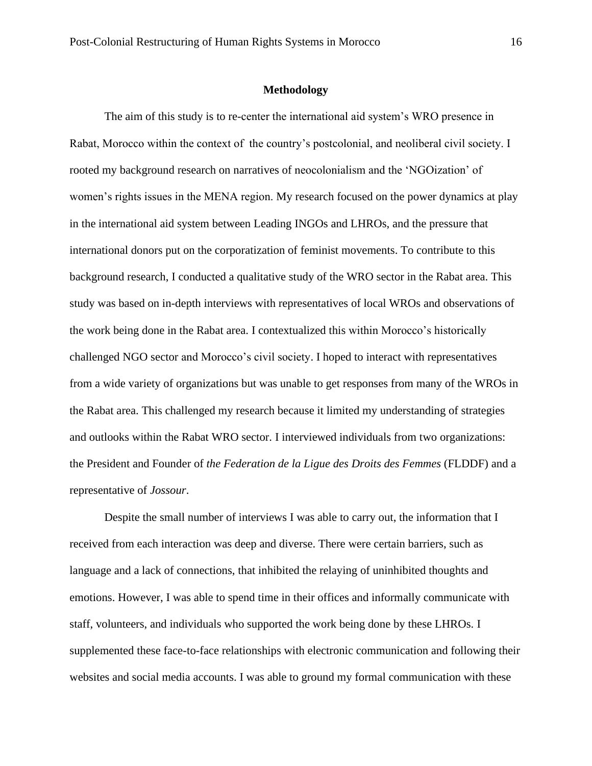## Methodology

The aim of this study is to re-center the international aid system's WRO presence in Rabat, Morocco within the context of  the country's postcolonial, and neoliberal civil society. I rooted my background research on narratives of neocolonialism and the 'NGOization' of women's rights issues in the MENA region. My research focused on the power dynamics at play in the international aid system between Leading INGOs and LHROs, and the pressure that international donors put on the corporatization of feminist movements. To contribute to this background research, I conducted a qualitative study of the WRO sector in the Rabat area. This study was based on in-depth interviews with representatives of local WROs and observations of the work being done in the Rabat area. I contextualized this within Morocco's historically challenged NGO sector and Morocco's civil society. I hoped to interact with representatives from a wide variety of organizations but was unable to get responses from many of the WROs in the Rabat area. This challenged my research because it limited my understanding of strategies and outlooks within the Rabat WRO sector. I interviewed individuals from two organizations: the President and Founder of *the Federation de la Ligue des Droits des Femmes* (FLDDF) and a representative of *Jossour*.

Despite the small number of interviews I was able to carry out, the information that I received from each interaction was deep and diverse. There were certain barriers, such as language and a lack of connections, that inhibited the relaying of uninhibited thoughts and emotions. However, I was able to spend time in their offices and informally communicate with staff, volunteers, and individuals who supported the work being done by these LHROs. I supplemented these face-to-face relationships with electronic communication and following their websites and social media accounts. I was able to ground my formal communication with these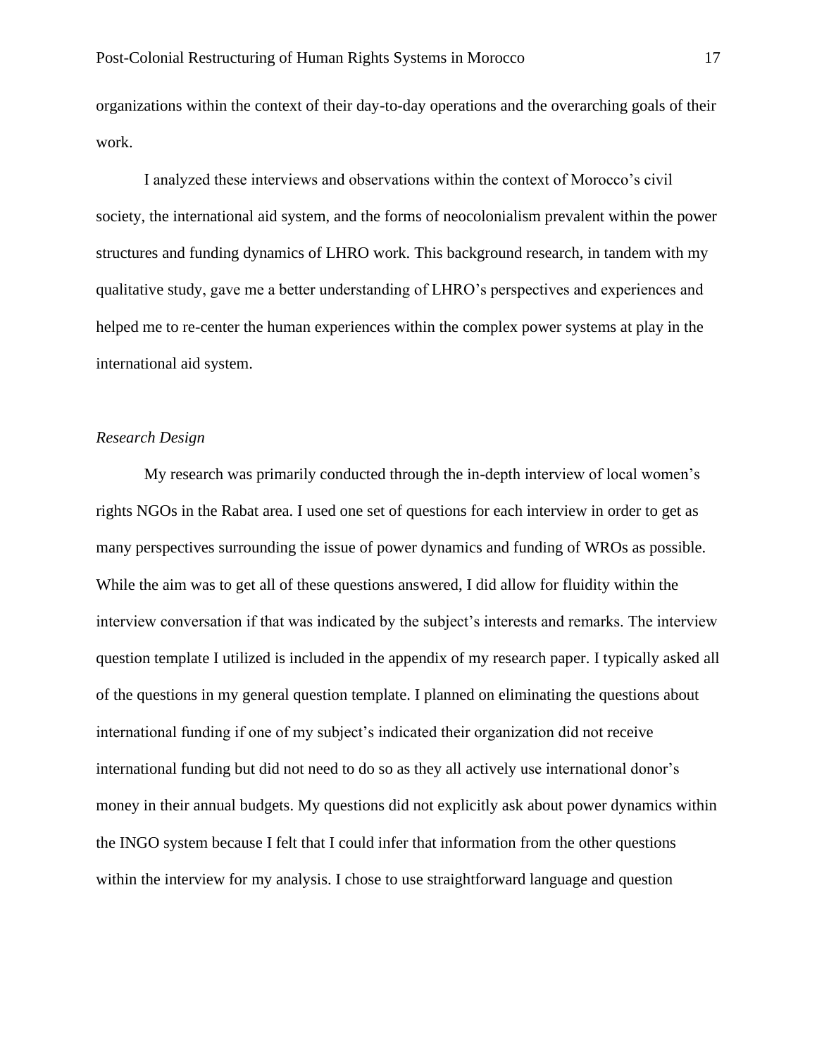organizations within the context of their day-to-day operations and the overarching goals of their work.

I analyzed these interviews and observations within the context of Morocco's civil society, the international aid system, and the forms of neocolonialism prevalent within the power structures and funding dynamics of LHRO work. This background research, in tandem with my qualitative study, gave me a better understanding of LHRO's perspectives and experiences and helped me to re-center the human experiences within the complex power systems at play in the international aid system.

*Research Design*

My research was primarily conducted through the in-depth interview of local women's rights NGOs in the Rabat area. I used one set of questions for each interview in order to get as many perspectives surrounding the issue of power dynamics and funding of WROs as possible. While the aim was to get all of these questions answered, I did allow for fluidity within the interview conversation if that was indicated by the subject's interests and remarks. The interview question template I utilized is included in the appendix of my research paper. I typically asked all of the questions in my general question template. I planned on eliminating the questions about international funding if one of my subject's indicated their organization did not receive international funding but did not need to do so as they all actively use international donor's money in their annual budgets. My questions did not explicitly ask about power dynamics within the INGO system because I felt that I could infer that information from the other questions within the interview for my analysis. I chose to use straightforward language and question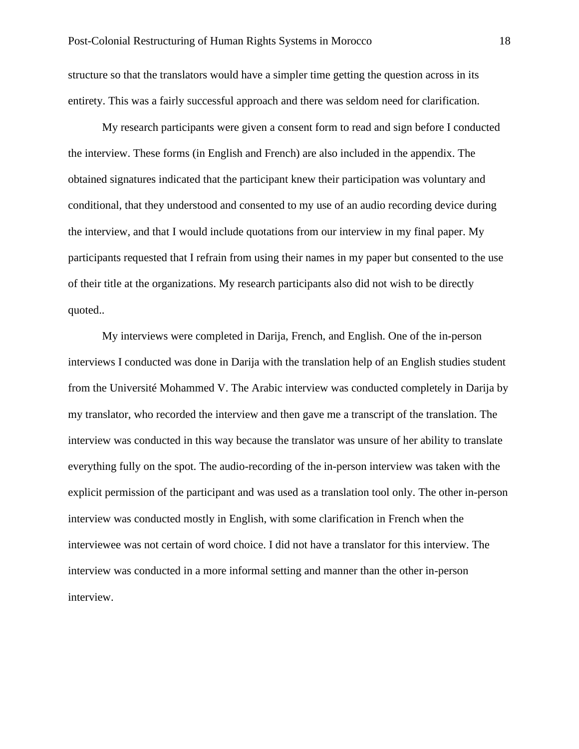structure so that the translators would have a simpler time getting the question across in its entirety. This was a fairly successful approach and there was seldom need for clarification.

My research participants were given a consent form to read and sign before I conducted the interview. These forms (in English and French) are also included in the appendix. The obtained signatures indicated that the participant knew their participation was voluntary and conditional, that they understood and consented to my use of an audio recording device during the interview, and that I would include quotations from our interview in my final paper. My participants requested that I refrain from using their names in my paper but consented to the use of their title at the organizations. My research participants also did not wish to be directly quoted..

My interviews were completed in Darija, French, and English. One of the in-person interviews I conducted was done in Darija with the translation help of an English studies student from the Université Mohammed V. The Arabic interview was conducted completely in Darija by my translator, who recorded the interview and then gave me a transcript of the translation. The interview was conducted in this way because the translator was unsure of her ability to translate everything fully on the spot. The audio-recording of the in-person interview was taken with the explicit permission of the participant and was used as a translation tool only. The other in-person interview was conducted mostly in English, with some clarification in French when the interviewee was not certain of word choice. I did not have a translator for this interview. The interview was conducted in a more informal setting and manner than the other in-person interview.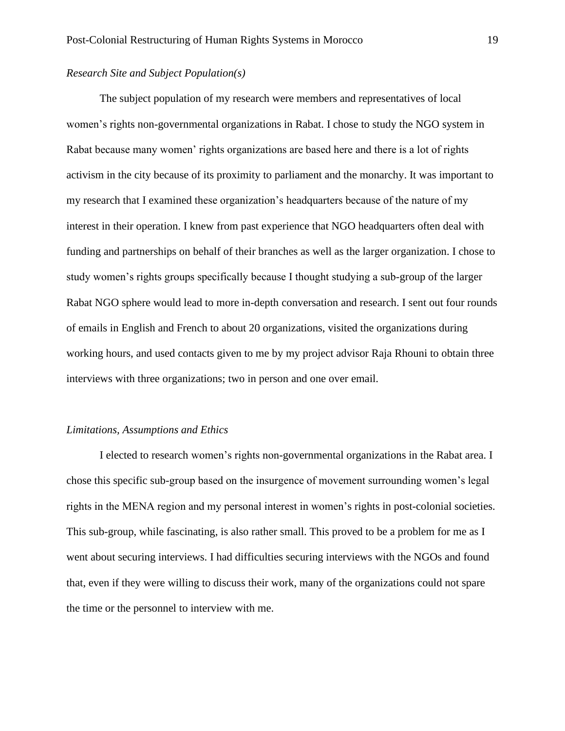*Research Site and Subject Population(s)*

The subject population of my research were members and representatives of local women's rights non-governmental organizations in Rabat. I chose to study the NGO system in Rabat because many women' rights organizations are based here and there is a lot of rights activism in the city because of its proximity to parliament and the monarchy. It was important to my research that I examined these organization's headquarters because of the nature of my interest in their operation. I knew from past experience that NGO headquarters often deal with funding and partnerships on behalf of their branches as well as the larger organization. I chose to study women's rights groups specifically because I thought studying a sub-group of the larger Rabat NGO sphere would lead to more in-depth conversation and research. I sent out four rounds of emails in English and French to about 20 organizations, visited the organizations during working hours, and used contacts given to me by my project advisor Raja Rhouni to obtain three interviews with three organizations; two in person and one over email.

*Limitations, Assumptions and Ethics*

I elected to research women's rights non-governmental organizations in the Rabat area. I chose this specific sub-group based on the insurgence of movement surrounding women's legal rights in the MENA region and my personal interest in women's rights in post-colonial societies. This sub-group, while fascinating, is also rather small. This proved to be a problem for me as I went about securing interviews. I had difficulties securing interviews with the NGOs and found that, even if they were willing to discuss their work, many of the organizations could not spare the time or the personnel to interview with me.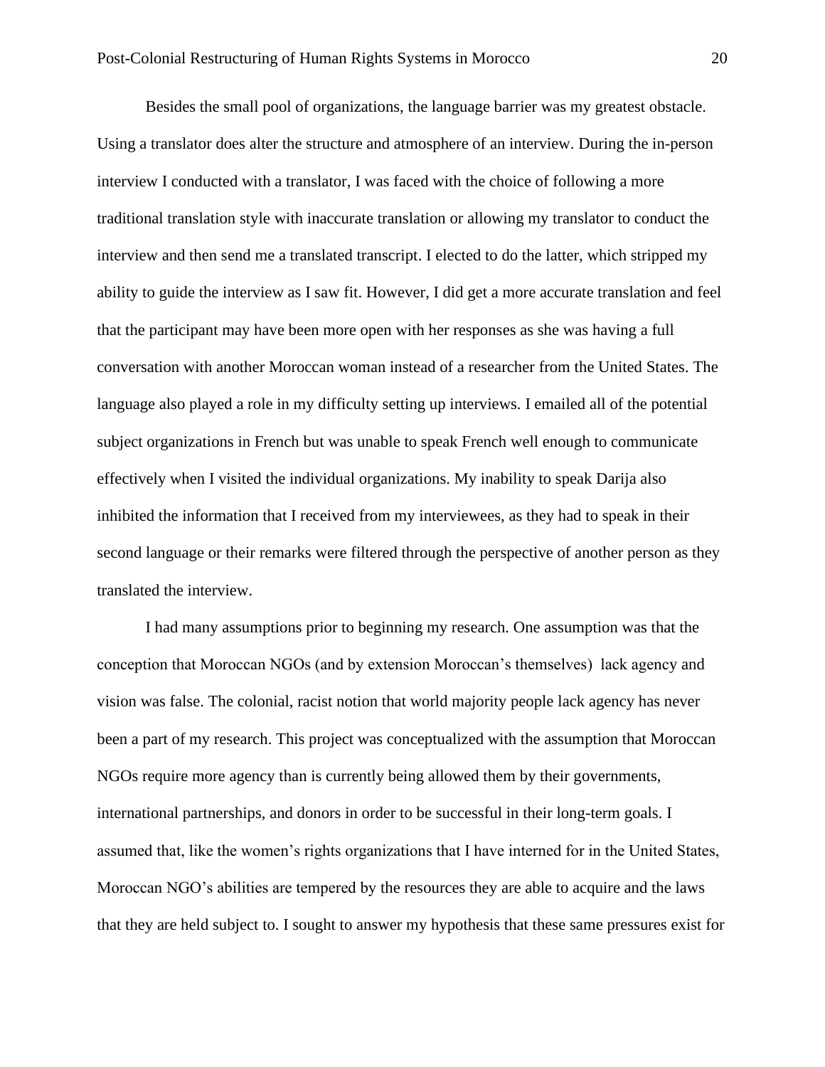Besides the small pool of organizations, the language barrier was my greatest obstacle. Using a translator does alter the structure and atmosphere of an interview. During the in-person interview I conducted with a translator, I was faced with the choice of following a more traditional translation style with inaccurate translation or allowing my translator to conduct the interview and then send me a translated transcript. I elected to do the latter, which stripped my ability to guide the interview as I saw fit. However, I did get a more accurate translation and feel that the participant may have been more open with her responses as she was having a full conversation with another Moroccan woman instead of a researcher from the United States. The language also played a role in my difficulty setting up interviews. I emailed all of the potential subject organizations in French but was unable to speak French well enough to communicate effectively when I visited the individual organizations. My inability to speak Darija also inhibited the information that I received from my interviewees, as they had to speak in their second language or their remarks were filtered through the perspective of another person as they translated the interview.

I had many assumptions prior to beginning my research. One assumption was that the conception that Moroccan NGOs (and by extension Moroccan's themselves)  lack agency and vision was false. The colonial, racist notion that world majority people lack agency has never been a part of my research. This project was conceptualized with the assumption that Moroccan NGOs require more agency than is currently being allowed them by their governments, international partnerships, and donors in order to be successful in their long-term goals. I assumed that, like the women's rights organizations that I have interned for in the United States, Moroccan NGO's abilities are tempered by the resources they are able to acquire and the laws that they are held subject to. I sought to answer my hypothesis that these same pressures exist for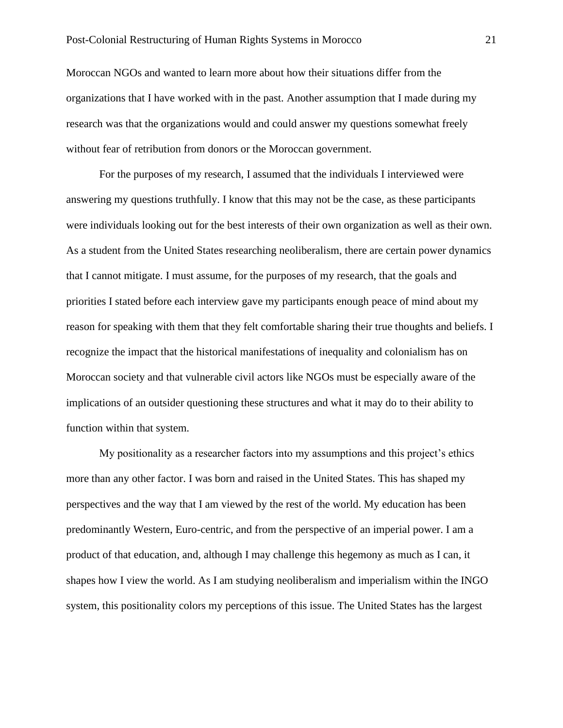Moroccan NGOs and wanted to learn more about how their situations differ from the organizations that I have worked with in the past. Another assumption that I made during my research was that the organizations would and could answer my questions somewhat freely without fear of retribution from donors or the Moroccan government.

For the purposes of my research, I assumed that the individuals I interviewed were answering my questions truthfully. I know that this may not be the case, as these participants were individuals looking out for the best interests of their own organization as well as their own. As a student from the United States researching neoliberalism, there are certain power dynamics that I cannot mitigate. I must assume, for the purposes of my research, that the goals and priorities I stated before each interview gave my participants enough peace of mind about my reason for speaking with them that they felt comfortable sharing their true thoughts and beliefs. I recognize the impact that the historical manifestations of inequality and colonialism has on Moroccan society and that vulnerable civil actors like NGOs must be especially aware of the implications of an outsider questioning these structures and what it may do to their ability to function within that system.

My positionality as a researcher factors into my assumptions and this project's ethics more than any other factor. I was born and raised in the United States. This has shaped my perspectives and the way that I am viewed by the rest of the world. My education has been predominantly Western, Euro-centric, and from the perspective of an imperial power. I am a product of that education, and, although I may challenge this hegemony as much as I can, it shapes how I view the world. As I am studying neoliberalism and imperialism within the INGO system, this positionality colors my perceptions of this issue. The United States has the largest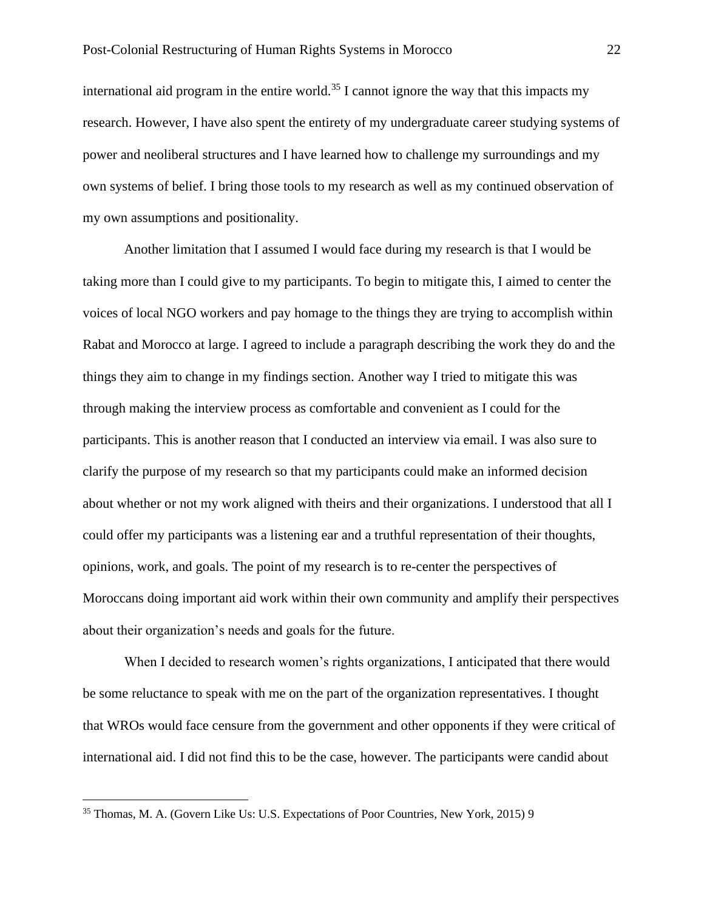international aid program in the entire world.[35] I cannot ignore the way that this impacts my research. However, I have also spent the entirety of my undergraduate career studying systems of power and neoliberal structures and I have learned how to challenge my surroundings and my own systems of belief. I bring those tools to my research as well as my continued observation of my own assumptions and positionality.

Another limitation that I assumed I would face during my research is that I would be taking more than I could give to my participants. To begin to mitigate this, I aimed to center the voices of local NGO workers and pay homage to the things they are trying to accomplish within Rabat and Morocco at large. I agreed to include a paragraph describing the work they do and the things they aim to change in my findings section. Another way I tried to mitigate this was through making the interview process as comfortable and convenient as I could for the participants. This is another reason that I conducted an interview via email. I was also sure to clarify the purpose of my research so that my participants could make an informed decision about whether or not my work aligned with theirs and their organizations. I understood that all I could offer my participants was a listening ear and a truthful representation of their thoughts, opinions, work, and goals. The point of my research is to re-center the perspectives of Moroccans doing important aid work within their own community and amplify their perspectives about their organization's needs and goals for the future.

When I decided to research women's rights organizations, I anticipated that there would be some reluctance to speak with me on the part of the organization representatives. I thought that WROs would face censure from the government and other opponents if they were critical of international aid. I did not find this to be the case, however. The participants were candid about

---

[35] Thomas, M. A. (Govern Like Us: U.S. Expectations of Poor Countries, New York, 2015) 9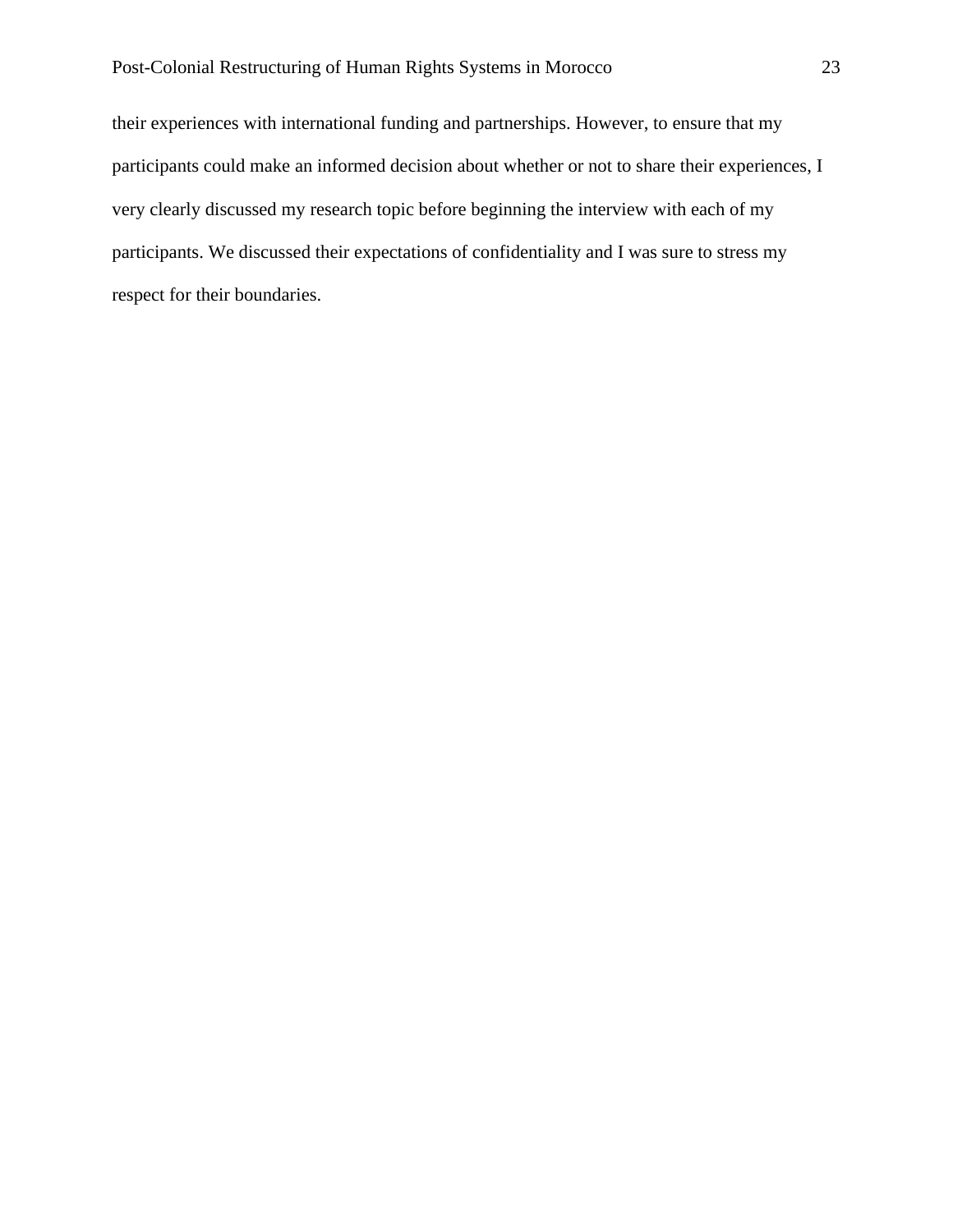their experiences with international funding and partnerships. However, to ensure that my participants could make an informed decision about whether or not to share their experiences, I very clearly discussed my research topic before beginning the interview with each of my participants. We discussed their expectations of confidentiality and I was sure to stress my respect for their boundaries.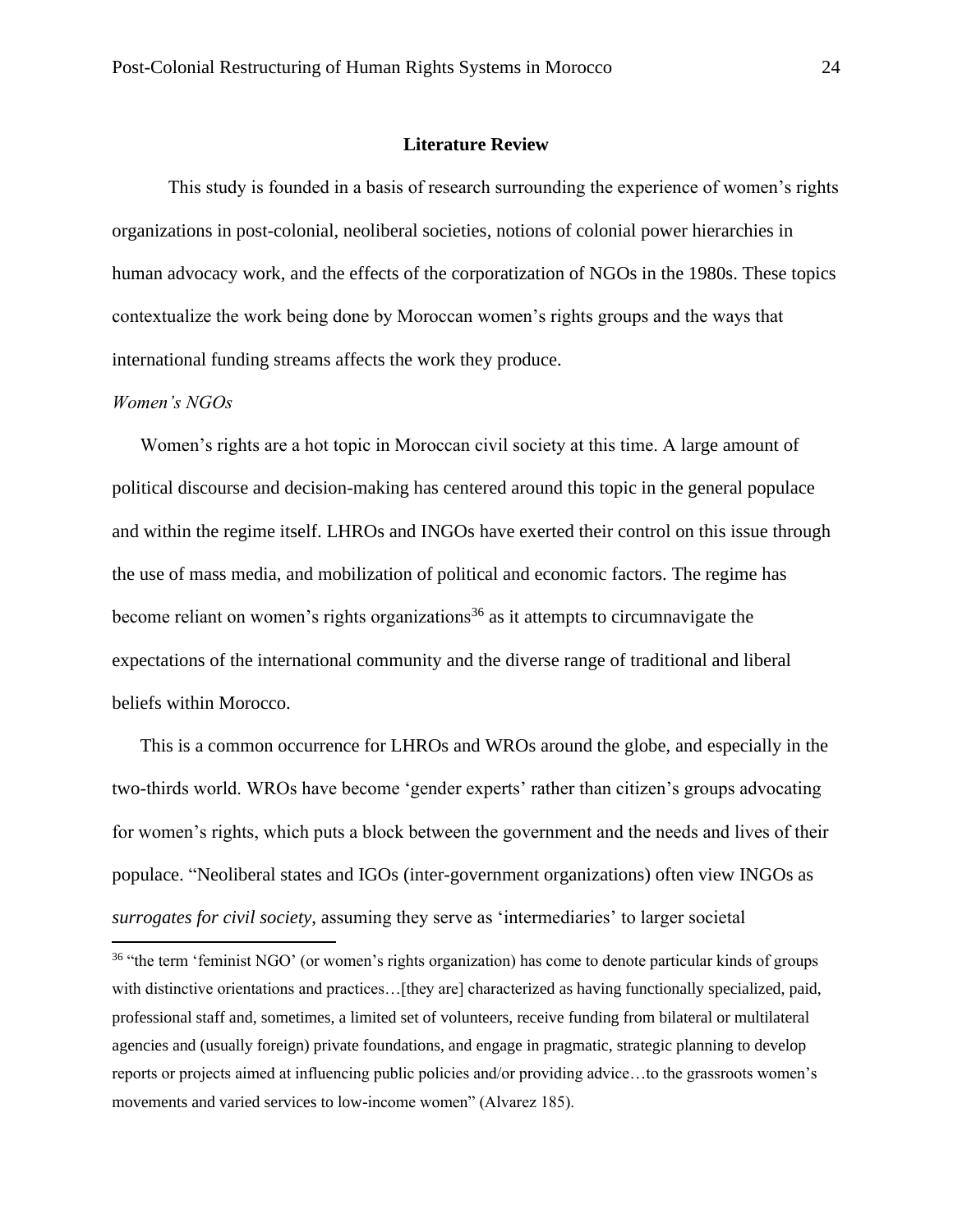## Literature Review

This study is founded in a basis of research surrounding the experience of women's rights organizations in post-colonial, neoliberal societies, notions of colonial power hierarchies in human advocacy work, and the effects of the corporatization of NGOs in the 1980s. These topics contextualize the work being done by Moroccan women's rights groups and the ways that international funding streams affects the work they produce.

### *Women's NGOs*

Women's rights are a hot topic in Moroccan civil society at this time. A large amount of political discourse and decision-making has centered around this topic in the general populace and within the regime itself. LHROs and INGOs have exerted their control on this issue through the use of mass media, and mobilization of political and economic factors. The regime has become reliant on women's rights organizations[36] as it attempts to circumnavigate the expectations of the international community and the diverse range of traditional and liberal beliefs within Morocco.

This is a common occurrence for LHROs and WROs around the globe, and especially in the two-thirds world. WROs have become 'gender experts' rather than citizen's groups advocating for women's rights, which puts a block between the government and the needs and lives of their populace. "Neoliberal states and IGOs (inter-government organizations) often view INGOs as *surrogates for civil society*, assuming they serve as 'intermediaries' to larger societal

[36] "the term 'feminist NGO' (or women's rights organization) has come to denote particular kinds of groups with distinctive orientations and practices…[they are] characterized as having functionally specialized, paid, professional staff and, sometimes, a limited set of volunteers, receive funding from bilateral or multilateral agencies and (usually foreign) private foundations, and engage in pragmatic, strategic planning to develop reports or projects aimed at influencing public policies and/or providing advice…to the grassroots women's movements and varied services to low-income women" (Alvarez 185).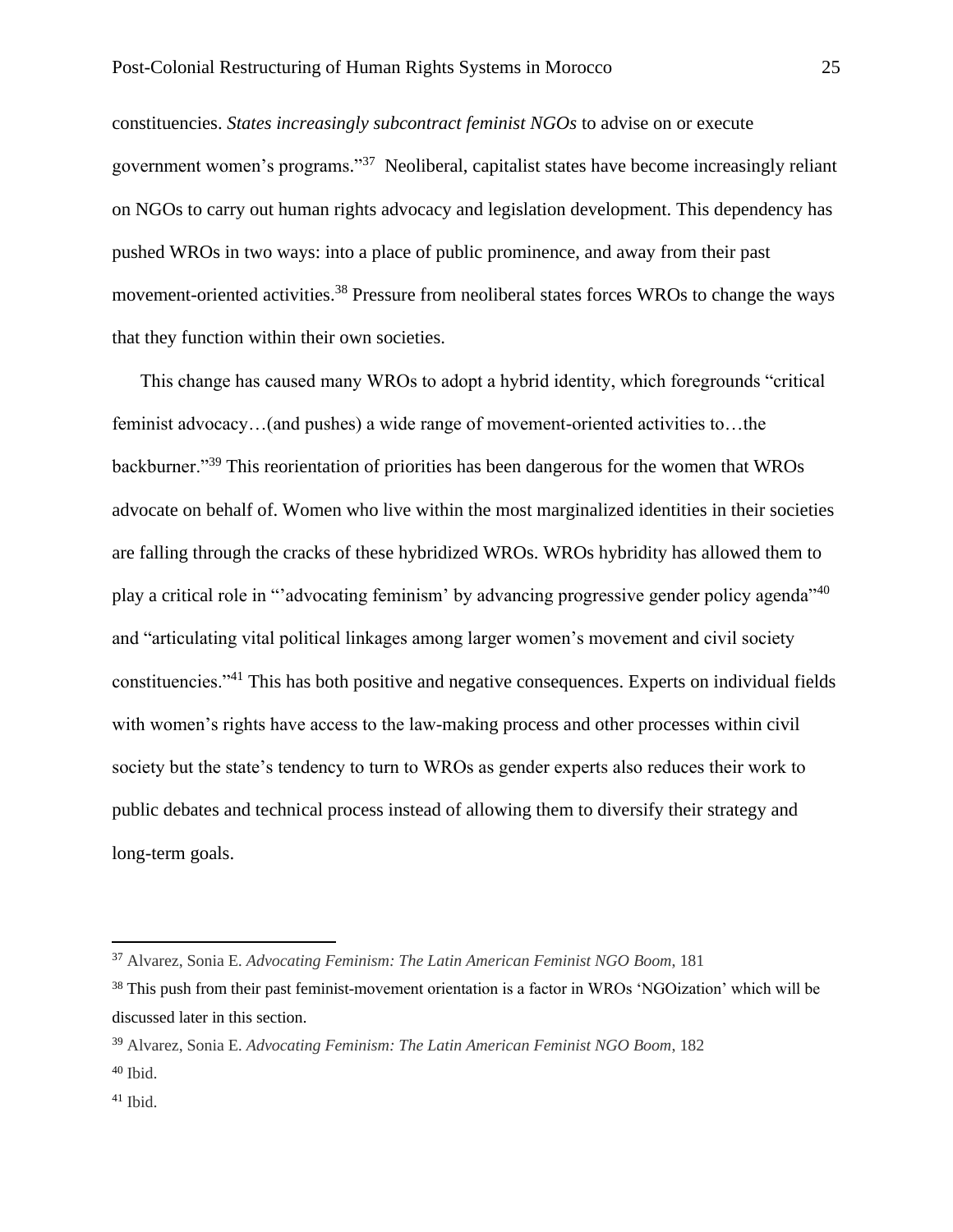constituencies. *States increasingly subcontract feminist NGOs* to advise on or execute government women's programs."[37] Neoliberal, capitalist states have become increasingly reliant on NGOs to carry out human rights advocacy and legislation development. This dependency has pushed WROs in two ways: into a place of public prominence, and away from their past movement-oriented activities.[38] Pressure from neoliberal states forces WROs to change the ways that they function within their own societies.

This change has caused many WROs to adopt a hybrid identity, which foregrounds "critical feminist advocacy…(and pushes) a wide range of movement-oriented activities to…the backburner."[39] This reorientation of priorities has been dangerous for the women that WROs advocate on behalf of. Women who live within the most marginalized identities in their societies are falling through the cracks of these hybridized WROs. WROs hybridity has allowed them to play a critical role in "'advocating feminism' by advancing progressive gender policy agenda"[40] and "articulating vital political linkages among larger women's movement and civil society constituencies."[41] This has both positive and negative consequences. Experts on individual fields with women's rights have access to the law-making process and other processes within civil society but the state's tendency to turn to WROs as gender experts also reduces their work to public debates and technical process instead of allowing them to diversify their strategy and long-term goals.

---

[37] Alvarez, Sonia E. *Advocating Feminism: The Latin American Feminist NGO Boom*, 181

[38] This push from their past feminist-movement orientation is a factor in WROs 'NGOization' which will be discussed later in this section.

[39] Alvarez, Sonia E. *Advocating Feminism: The Latin American Feminist NGO Boom*, 182

[40] Ibid.

[41] Ibid.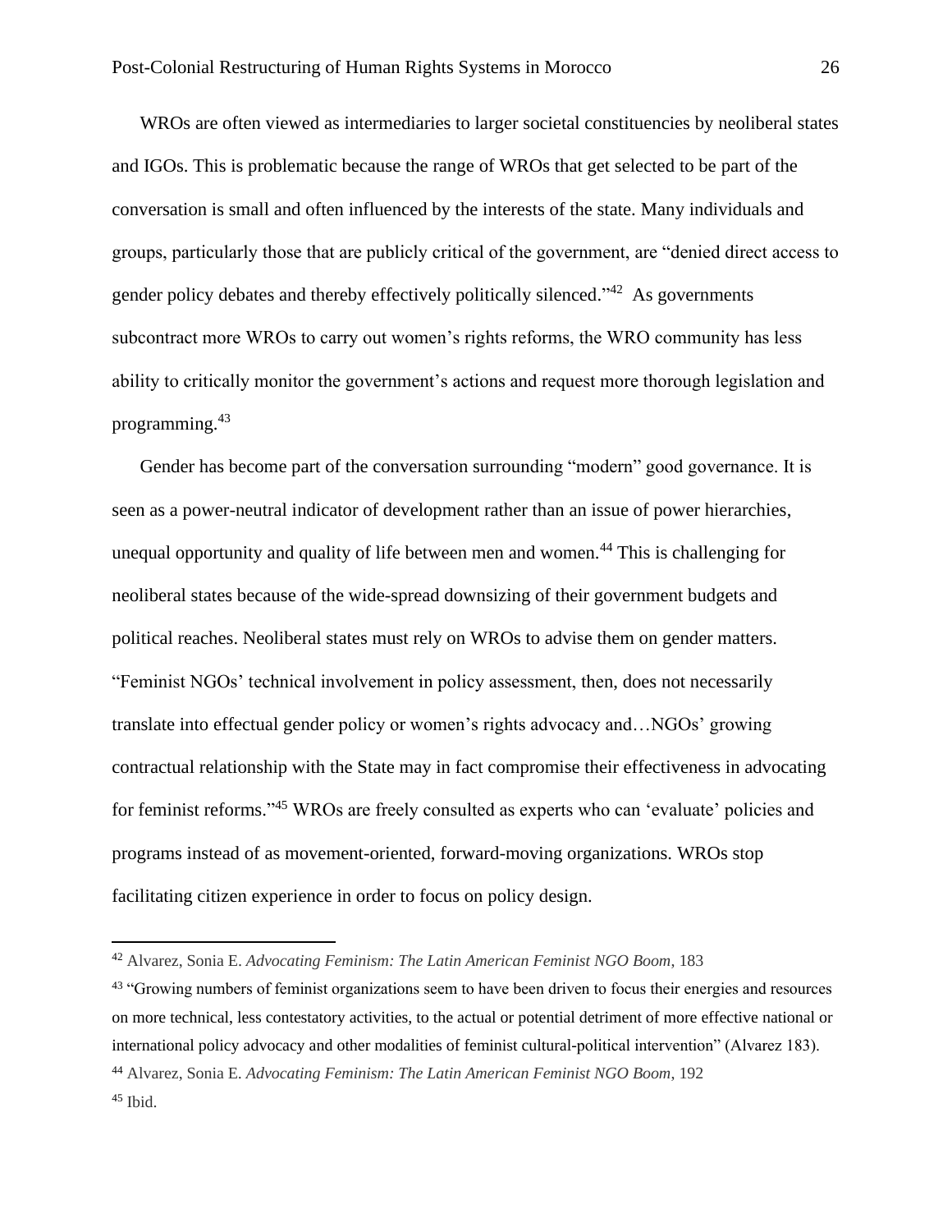WROs are often viewed as intermediaries to larger societal constituencies by neoliberal states and IGOs. This is problematic because the range of WROs that get selected to be part of the conversation is small and often influenced by the interests of the state. Many individuals and groups, particularly those that are publicly critical of the government, are "denied direct access to gender policy debates and thereby effectively politically silenced."[42] As governments subcontract more WROs to carry out women's rights reforms, the WRO community has less ability to critically monitor the government's actions and request more thorough legislation and programming.[43]

Gender has become part of the conversation surrounding "modern" good governance. It is seen as a power-neutral indicator of development rather than an issue of power hierarchies, unequal opportunity and quality of life between men and women.[44] This is challenging for neoliberal states because of the wide-spread downsizing of their government budgets and political reaches. Neoliberal states must rely on WROs to advise them on gender matters. "Feminist NGOs' technical involvement in policy assessment, then, does not necessarily translate into effectual gender policy or women's rights advocacy and…NGOs' growing contractual relationship with the State may in fact compromise their effectiveness in advocating for feminist reforms."[45] WROs are freely consulted as experts who can 'evaluate' policies and programs instead of as movement-oriented, forward-moving organizations. WROs stop facilitating citizen experience in order to focus on policy design.

---

[42] Alvarez, Sonia E. *Advocating Feminism: The Latin American Feminist NGO Boom*, 183

[43] "Growing numbers of feminist organizations seem to have been driven to focus their energies and resources on more technical, less contestatory activities, to the actual or potential detriment of more effective national or international policy advocacy and other modalities of feminist cultural-political intervention" (Alvarez 183).

[44] Alvarez, Sonia E. *Advocating Feminism: The Latin American Feminist NGO Boom*, 192

[45] Ibid.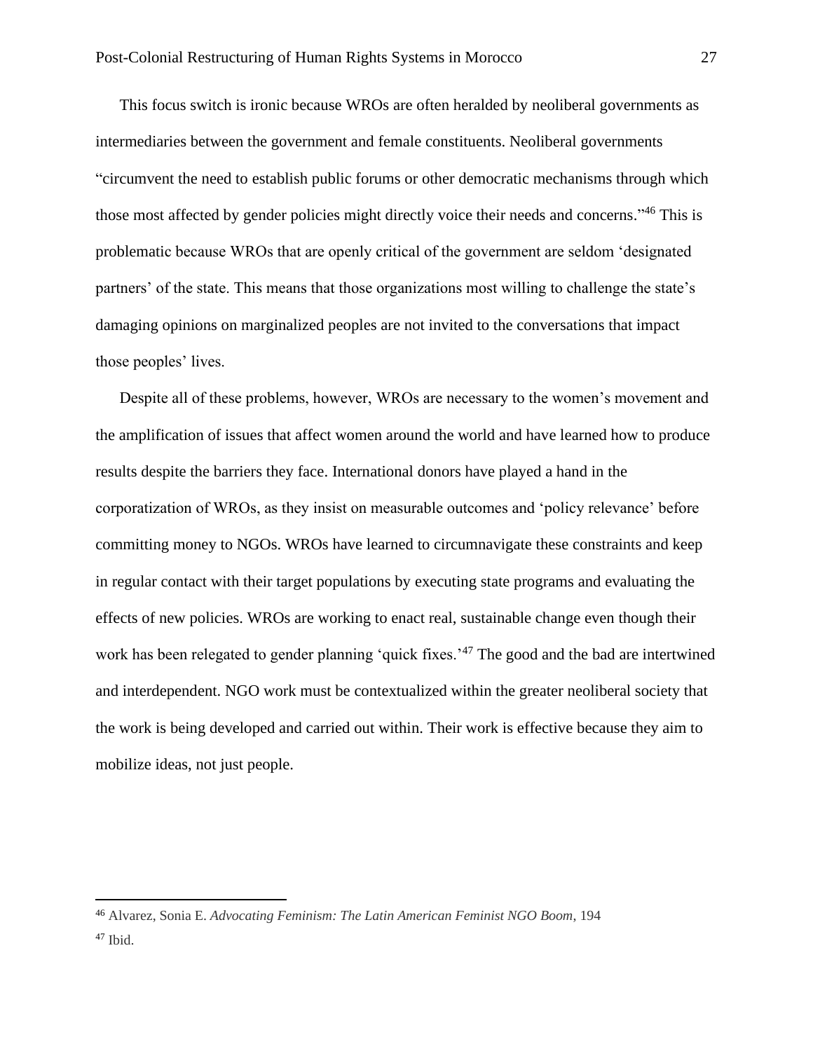This focus switch is ironic because WROs are often heralded by neoliberal governments as intermediaries between the government and female constituents. Neoliberal governments "circumvent the need to establish public forums or other democratic mechanisms through which those most affected by gender policies might directly voice their needs and concerns."[46] This is problematic because WROs that are openly critical of the government are seldom 'designated partners' of the state. This means that those organizations most willing to challenge the state's damaging opinions on marginalized peoples are not invited to the conversations that impact those peoples' lives.

Despite all of these problems, however, WROs are necessary to the women's movement and the amplification of issues that affect women around the world and have learned how to produce results despite the barriers they face. International donors have played a hand in the corporatization of WROs, as they insist on measurable outcomes and 'policy relevance' before committing money to NGOs. WROs have learned to circumnavigate these constraints and keep in regular contact with their target populations by executing state programs and evaluating the effects of new policies. WROs are working to enact real, sustainable change even though their work has been relegated to gender planning 'quick fixes.'[47] The good and the bad are intertwined and interdependent. NGO work must be contextualized within the greater neoliberal society that the work is being developed and carried out within. Their work is effective because they aim to mobilize ideas, not just people.

---

[46] Alvarez, Sonia E. *Advocating Feminism: The Latin American Feminist NGO Boom*, 194

[47] Ibid.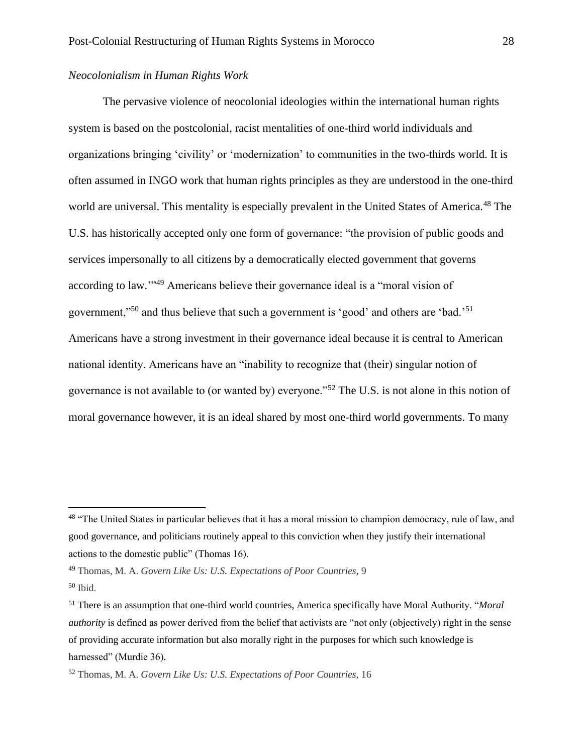*Neocolonialism in Human Rights Work*

The pervasive violence of neocolonial ideologies within the international human rights system is based on the postcolonial, racist mentalities of one-third world individuals and organizations bringing 'civility' or 'modernization' to communities in the two-thirds world. It is often assumed in INGO work that human rights principles as they are understood in the one-third world are universal. This mentality is especially prevalent in the United States of America.[48] The U.S. has historically accepted only one form of governance: "the provision of public goods and services impersonally to all citizens by a democratically elected government that governs according to law.'"[49] Americans believe their governance ideal is a "moral vision of government,"[50] and thus believe that such a government is 'good' and others are 'bad.'[51] Americans have a strong investment in their governance ideal because it is central to American national identity. Americans have an "inability to recognize that (their) singular notion of governance is not available to (or wanted by) everyone."[52] The U.S. is not alone in this notion of moral governance however, it is an ideal shared by most one-third world governments. To many

---

[48] "The United States in particular believes that it has a moral mission to champion democracy, rule of law, and good governance, and politicians routinely appeal to this conviction when they justify their international actions to the domestic public" (Thomas 16).

[49] Thomas, M. A. *Govern Like Us: U.S. Expectations of Poor Countries*, 9

[50] Ibid.

[51] There is an assumption that one-third world countries, America specifically have Moral Authority. "*Moral authority* is defined as power derived from the belief that activists are "not only (objectively) right in the sense of providing accurate information but also morally right in the purposes for which such knowledge is harnessed" (Murdie 36).

[52] Thomas, M. A. *Govern Like Us: U.S. Expectations of Poor Countries*, 16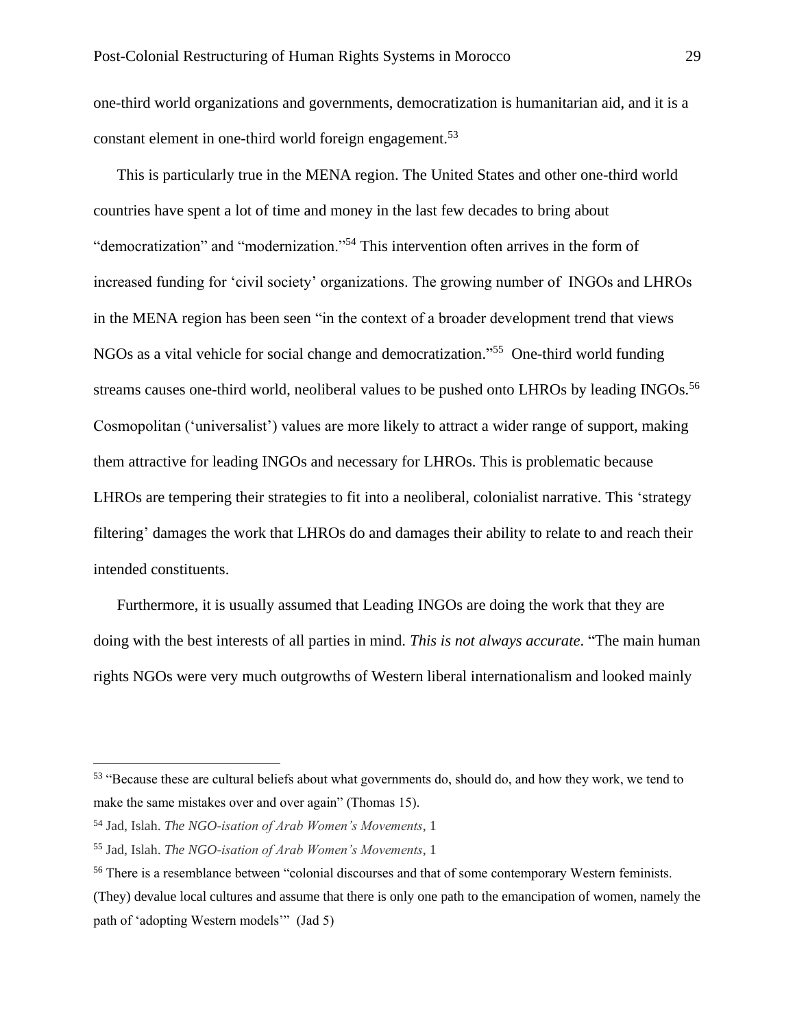one-third world organizations and governments, democratization is humanitarian aid, and it is a constant element in one-third world foreign engagement.[53]

This is particularly true in the MENA region. The United States and other one-third world countries have spent a lot of time and money in the last few decades to bring about "democratization" and "modernization."[54] This intervention often arrives in the form of increased funding for 'civil society' organizations. The growing number of INGOs and LHROs in the MENA region has been seen "in the context of a broader development trend that views NGOs as a vital vehicle for social change and democratization."[55] One-third world funding streams causes one-third world, neoliberal values to be pushed onto LHROs by leading INGOs.[56] Cosmopolitan ('universalist') values are more likely to attract a wider range of support, making them attractive for leading INGOs and necessary for LHROs. This is problematic because LHROs are tempering their strategies to fit into a neoliberal, colonialist narrative. This 'strategy filtering' damages the work that LHROs do and damages their ability to relate to and reach their intended constituents.

Furthermore, it is usually assumed that Leading INGOs are doing the work that they are doing with the best interests of all parties in mind. *This is not always accurate*. "The main human rights NGOs were very much outgrowths of Western liberal internationalism and looked mainly

---

[53] "Because these are cultural beliefs about what governments do, should do, and how they work, we tend to make the same mistakes over and over again" (Thomas 15).

[54] Jad, Islah. *The NGO-isation of Arab Women's Movements*, 1

[55] Jad, Islah. *The NGO-isation of Arab Women's Movements*, 1

[56] There is a resemblance between "colonial discourses and that of some contemporary Western feminists. (They) devalue local cultures and assume that there is only one path to the emancipation of women, namely the path of 'adopting Western models'" (Jad 5)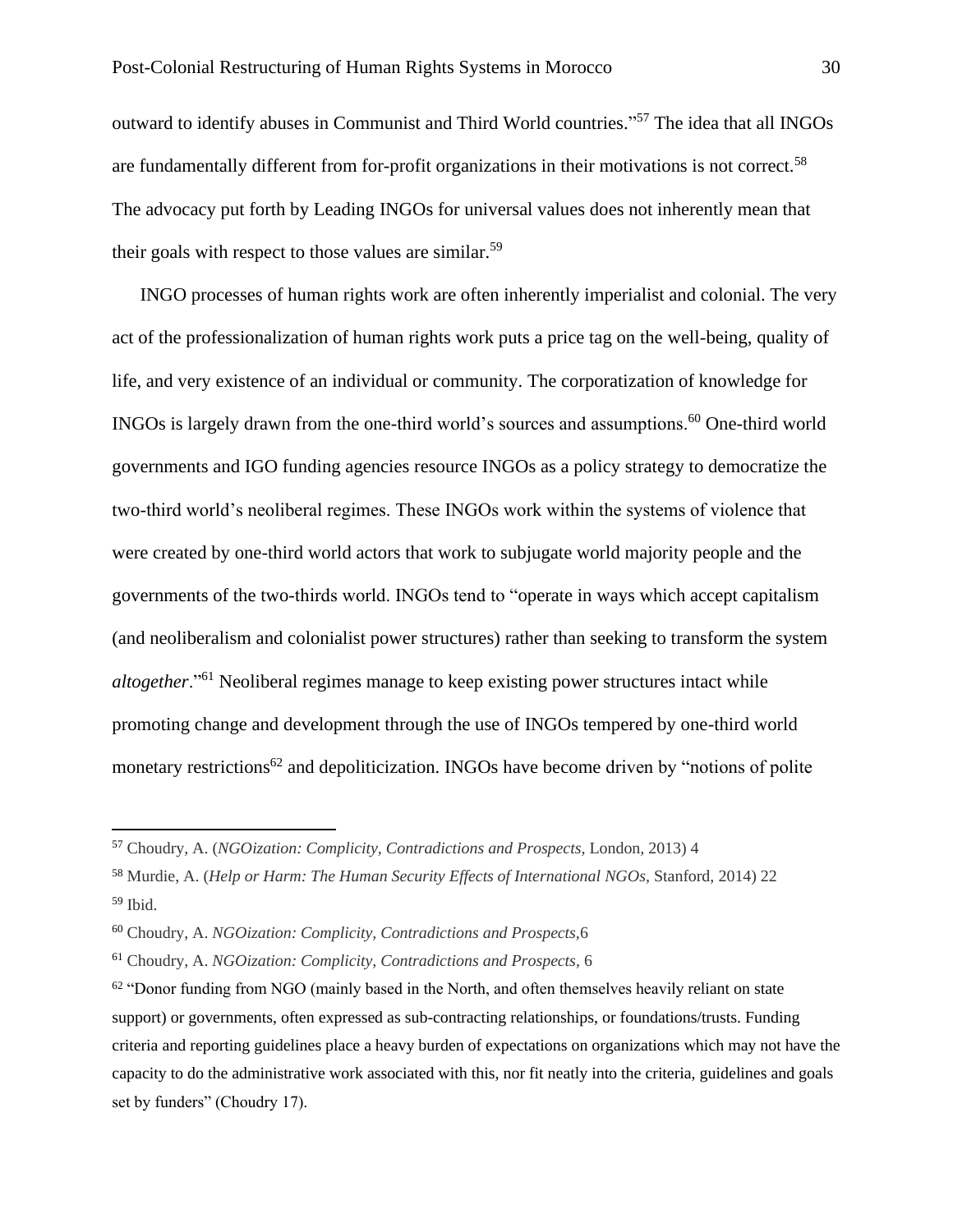outward to identify abuses in Communist and Third World countries."[57] The idea that all INGOs are fundamentally different from for-profit organizations in their motivations is not correct.[58] The advocacy put forth by Leading INGOs for universal values does not inherently mean that their goals with respect to those values are similar.[59]

INGO processes of human rights work are often inherently imperialist and colonial. The very act of the professionalization of human rights work puts a price tag on the well-being, quality of life, and very existence of an individual or community. The corporatization of knowledge for INGOs is largely drawn from the one-third world's sources and assumptions.[60] One-third world governments and IGO funding agencies resource INGOs as a policy strategy to democratize the two-third world's neoliberal regimes. These INGOs work within the systems of violence that were created by one-third world actors that work to subjugate world majority people and the governments of the two-thirds world. INGOs tend to "operate in ways which accept capitalism (and neoliberalism and colonialist power structures) rather than seeking to transform the system *altogether*."[61] Neoliberal regimes manage to keep existing power structures intact while promoting change and development through the use of INGOs tempered by one-third world monetary restrictions[62] and depoliticization. INGOs have become driven by "notions of polite

---

[57] Choudry, A. (*NGOization: Complicity, Contradictions and Prospects,* London, 2013) 4

[58] Murdie, A. (*Help or Harm: The Human Security Effects of International NGOs,* Stanford, 2014) 22

[59] Ibid.

[60] Choudry, A. *NGOization: Complicity, Contradictions and Prospects,*6

[61] Choudry, A. *NGOization: Complicity, Contradictions and Prospects*, 6

[62] "Donor funding from NGO (mainly based in the North, and often themselves heavily reliant on state support) or governments, often expressed as sub-contracting relationships, or foundations/trusts. Funding criteria and reporting guidelines place a heavy burden of expectations on organizations which may not have the capacity to do the administrative work associated with this, nor fit neatly into the criteria, guidelines and goals set by funders" (Choudry 17).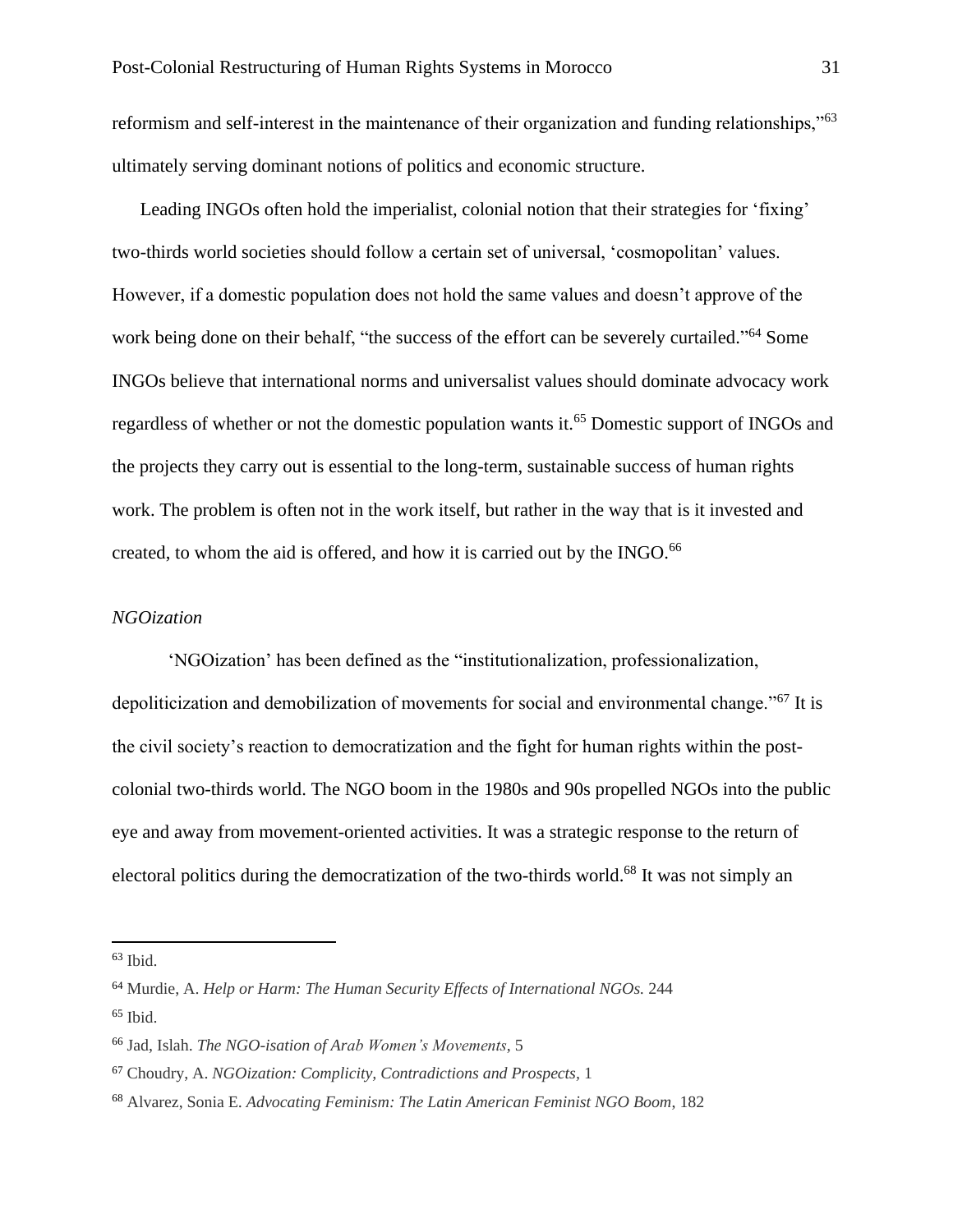reformism and self-interest in the maintenance of their organization and funding relationships,"[63] ultimately serving dominant notions of politics and economic structure.

Leading INGOs often hold the imperialist, colonial notion that their strategies for 'fixing' two-thirds world societies should follow a certain set of universal, 'cosmopolitan' values. However, if a domestic population does not hold the same values and doesn't approve of the work being done on their behalf, "the success of the effort can be severely curtailed."[64] Some INGOs believe that international norms and universalist values should dominate advocacy work regardless of whether or not the domestic population wants it.[65] Domestic support of INGOs and the projects they carry out is essential to the long-term, sustainable success of human rights work. The problem is often not in the work itself, but rather in the way that is it invested and created, to whom the aid is offered, and how it is carried out by the INGO.[66]

*NGOization*

'NGOization' has been defined as the "institutionalization, professionalization, depoliticization and demobilization of movements for social and environmental change."[67] It is the civil society's reaction to democratization and the fight for human rights within the post-colonial two-thirds world. The NGO boom in the 1980s and 90s propelled NGOs into the public eye and away from movement-oriented activities. It was a strategic response to the return of electoral politics during the democratization of the two-thirds world.[68] It was not simply an

---

[63] Ibid.

[64] Murdie, A. *Help or Harm: The Human Security Effects of International NGOs.* 244

[65] Ibid.

[66] Jad, Islah. *The NGO-isation of Arab Women's Movements*, 5

[67] Choudry, A. *NGOization: Complicity, Contradictions and Prospects*, 1

[68] Alvarez, Sonia E. *Advocating Feminism: The Latin American Feminist NGO Boom*, 182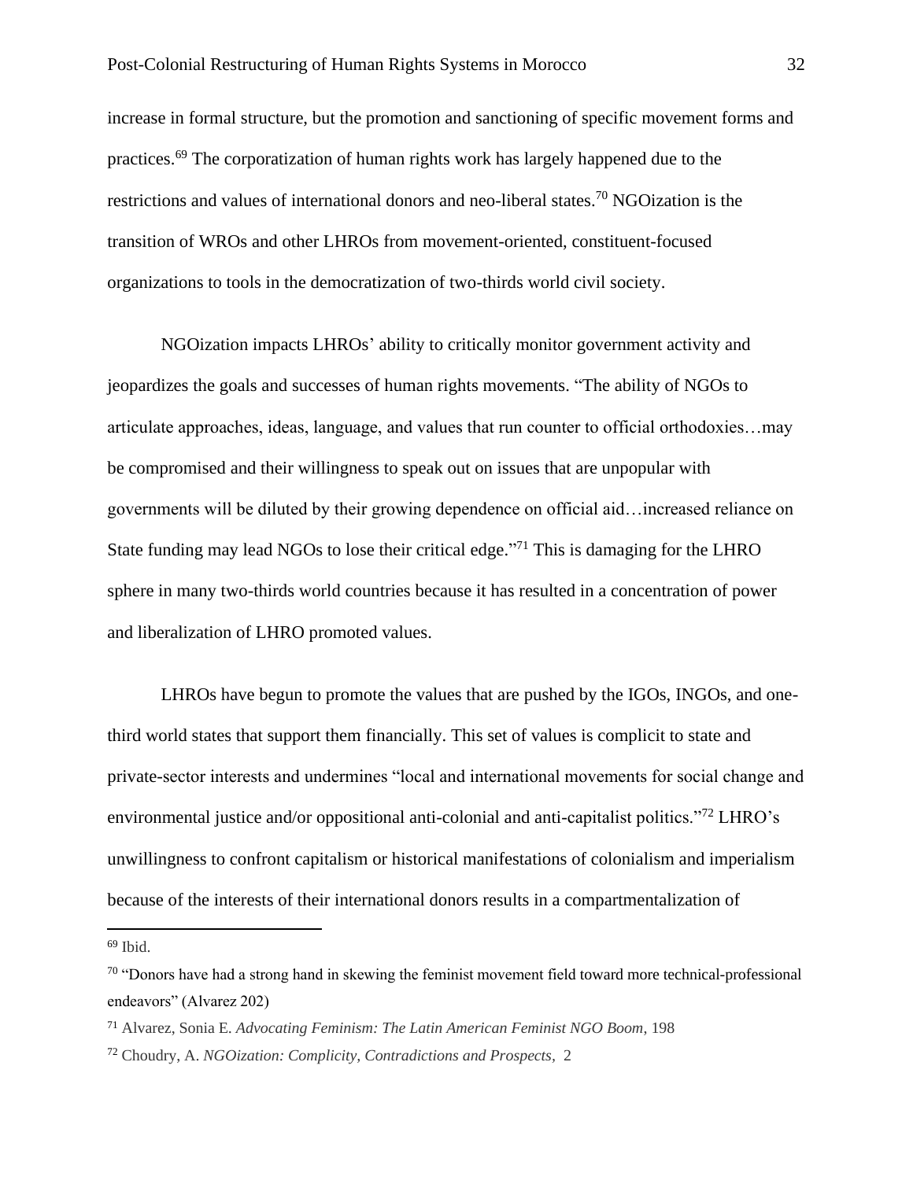increase in formal structure, but the promotion and sanctioning of specific movement forms and practices.[69] The corporatization of human rights work has largely happened due to the restrictions and values of international donors and neo-liberal states.[70] NGOization is the transition of WROs and other LHROs from movement-oriented, constituent-focused organizations to tools in the democratization of two-thirds world civil society.

NGOization impacts LHROs' ability to critically monitor government activity and jeopardizes the goals and successes of human rights movements. "The ability of NGOs to articulate approaches, ideas, language, and values that run counter to official orthodoxies…may be compromised and their willingness to speak out on issues that are unpopular with governments will be diluted by their growing dependence on official aid…increased reliance on State funding may lead NGOs to lose their critical edge."[71] This is damaging for the LHRO sphere in many two-thirds world countries because it has resulted in a concentration of power and liberalization of LHRO promoted values.

LHROs have begun to promote the values that are pushed by the IGOs, INGOs, and one-third world states that support them financially. This set of values is complicit to state and private-sector interests and undermines "local and international movements for social change and environmental justice and/or oppositional anti-colonial and anti-capitalist politics."[72] LHRO's unwillingness to confront capitalism or historical manifestations of colonialism and imperialism because of the interests of their international donors results in a compartmentalization of

---

[69] Ibid.

[70] "Donors have had a strong hand in skewing the feminist movement field toward more technical-professional endeavors" (Alvarez 202)

[71] Alvarez, Sonia E. *Advocating Feminism: The Latin American Feminist NGO Boom*, 198

[72] Choudry, A. *NGOization: Complicity, Contradictions and Prospects*, 2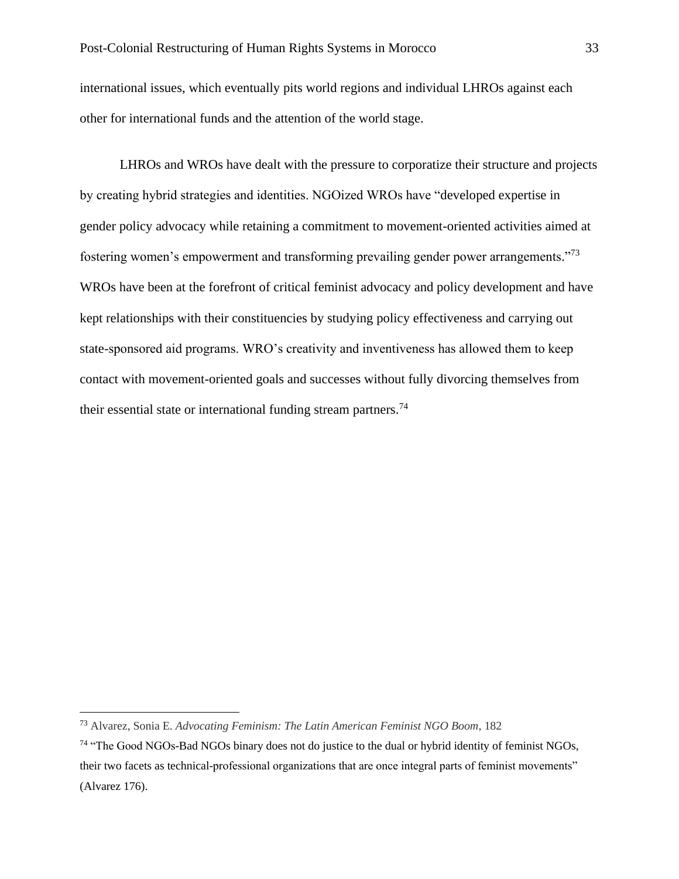international issues, which eventually pits world regions and individual LHROs against each other for international funds and the attention of the world stage.

LHROs and WROs have dealt with the pressure to corporatize their structure and projects by creating hybrid strategies and identities. NGOized WROs have "developed expertise in gender policy advocacy while retaining a commitment to movement-oriented activities aimed at fostering women's empowerment and transforming prevailing gender power arrangements."[73] WROs have been at the forefront of critical feminist advocacy and policy development and have kept relationships with their constituencies by studying policy effectiveness and carrying out state-sponsored aid programs. WRO's creativity and inventiveness has allowed them to keep contact with movement-oriented goals and successes without fully divorcing themselves from their essential state or international funding stream partners.[74]

---

[73] Alvarez, Sonia E. *Advocating Feminism: The Latin American Feminist NGO Boom*, 182

[74] "The Good NGOs-Bad NGOs binary does not do justice to the dual or hybrid identity of feminist NGOs, their two facets as technical-professional organizations that are once integral parts of feminist movements" (Alvarez 176).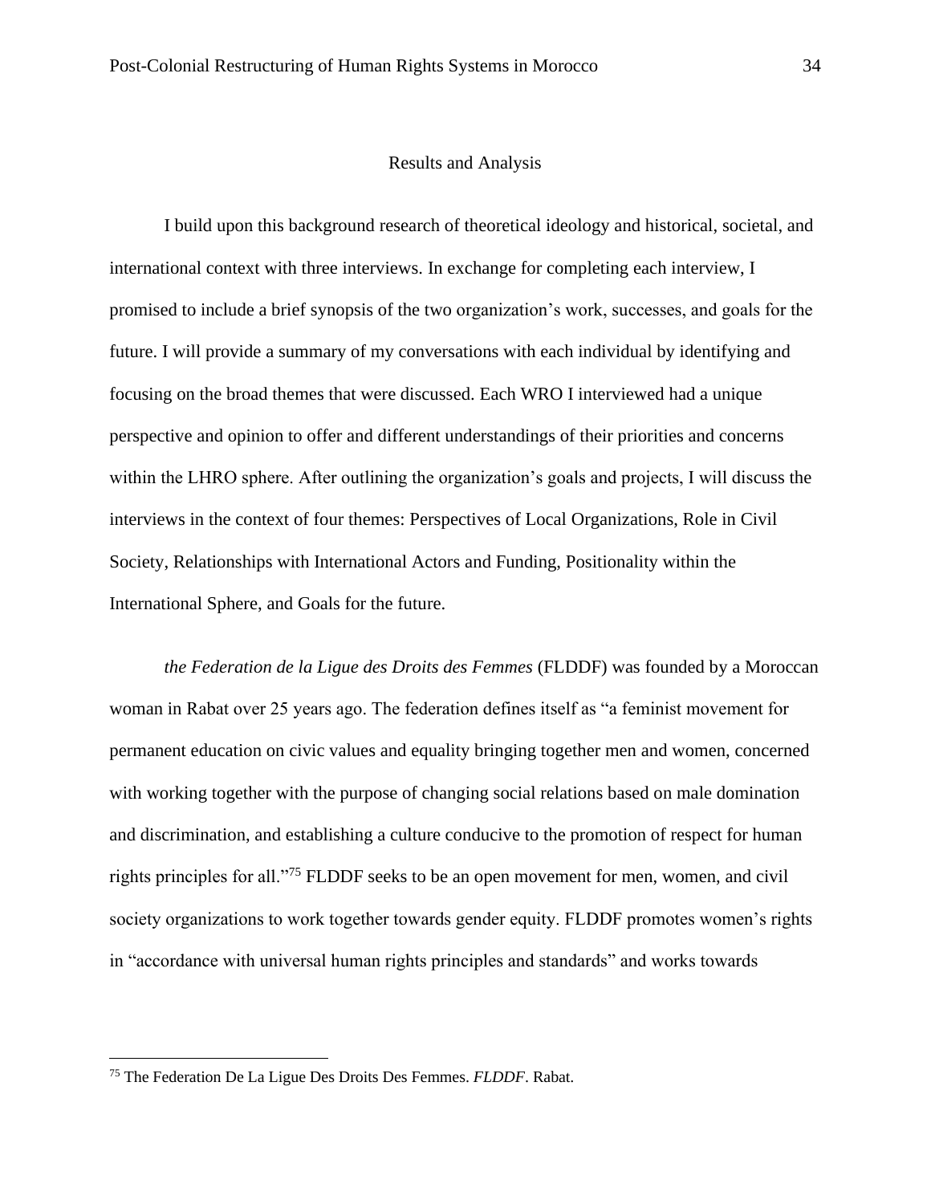## Results and Analysis

I build upon this background research of theoretical ideology and historical, societal, and international context with three interviews. In exchange for completing each interview, I promised to include a brief synopsis of the two organization's work, successes, and goals for the future. I will provide a summary of my conversations with each individual by identifying and focusing on the broad themes that were discussed. Each WRO I interviewed had a unique perspective and opinion to offer and different understandings of their priorities and concerns within the LHRO sphere. After outlining the organization's goals and projects, I will discuss the interviews in the context of four themes: Perspectives of Local Organizations, Role in Civil Society, Relationships with International Actors and Funding, Positionality within the International Sphere, and Goals for the future.

*the Federation de la Ligue des Droits des Femmes* (FLDDF) was founded by a Moroccan woman in Rabat over 25 years ago. The federation defines itself as "a feminist movement for permanent education on civic values and equality bringing together men and women, concerned with working together with the purpose of changing social relations based on male domination and discrimination, and establishing a culture conducive to the promotion of respect for human rights principles for all."[75] FLDDF seeks to be an open movement for men, women, and civil society organizations to work together towards gender equity. FLDDF promotes women's rights in "accordance with universal human rights principles and standards" and works towards

[75] The Federation De La Ligue Des Droits Des Femmes. *FLDDF*. Rabat.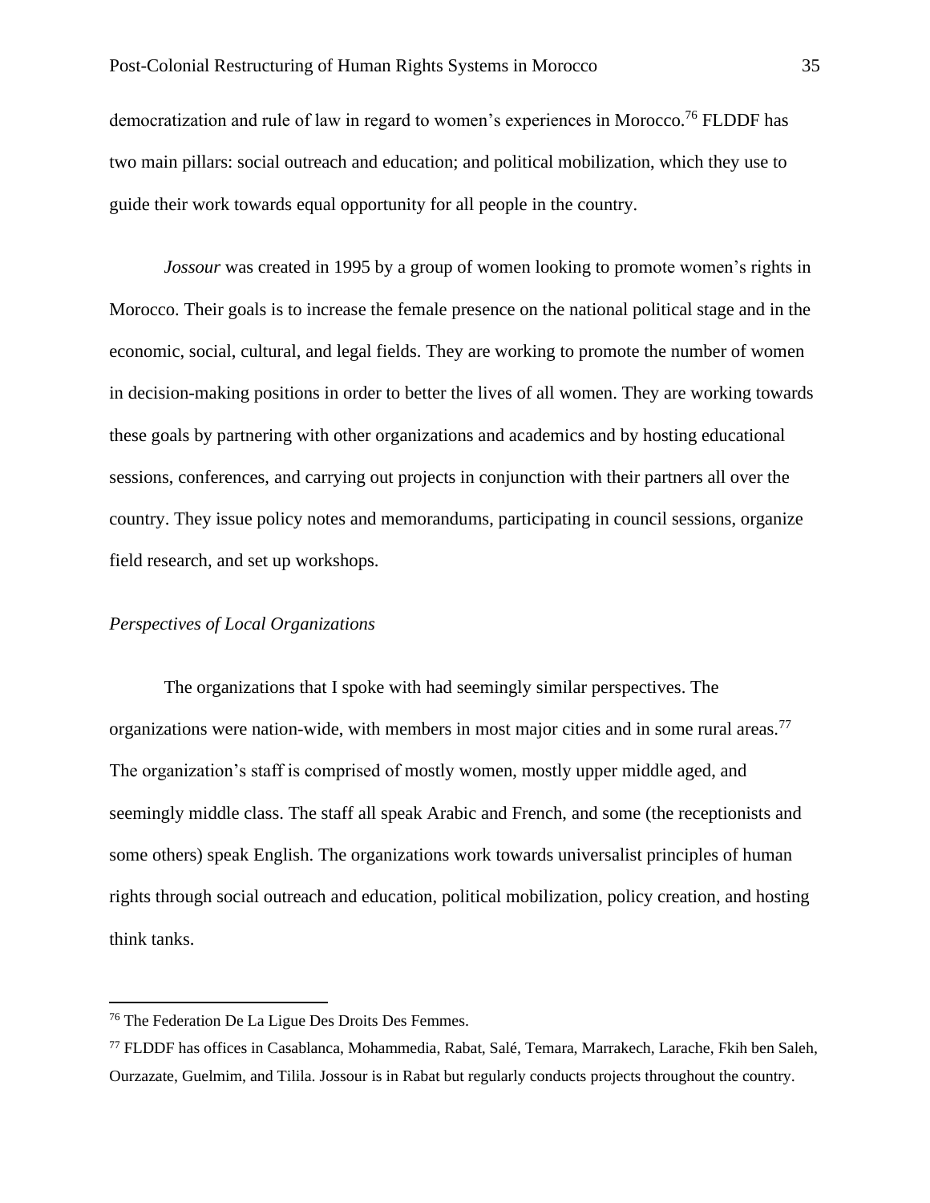democratization and rule of law in regard to women's experiences in Morocco.[76] FLDDF has two main pillars: social outreach and education; and political mobilization, which they use to guide their work towards equal opportunity for all people in the country.

*Jossour* was created in 1995 by a group of women looking to promote women's rights in Morocco. Their goals is to increase the female presence on the national political stage and in the economic, social, cultural, and legal fields. They are working to promote the number of women in decision-making positions in order to better the lives of all women. They are working towards these goals by partnering with other organizations and academics and by hosting educational sessions, conferences, and carrying out projects in conjunction with their partners all over the country. They issue policy notes and memorandums, participating in council sessions, organize field research, and set up workshops.

*Perspectives of Local Organizations*

The organizations that I spoke with had seemingly similar perspectives. The organizations were nation-wide, with members in most major cities and in some rural areas.[77] The organization's staff is comprised of mostly women, mostly upper middle aged, and seemingly middle class. The staff all speak Arabic and French, and some (the receptionists and some others) speak English. The organizations work towards universalist principles of human rights through social outreach and education, political mobilization, policy creation, and hosting think tanks.

---

[76] The Federation De La Ligue Des Droits Des Femmes.

[77] FLDDF has offices in Casablanca, Mohammedia, Rabat, Salé, Temara, Marrakech, Larache, Fkih ben Saleh, Ourzazate, Guelmim, and Tilila. Jossour is in Rabat but regularly conducts projects throughout the country.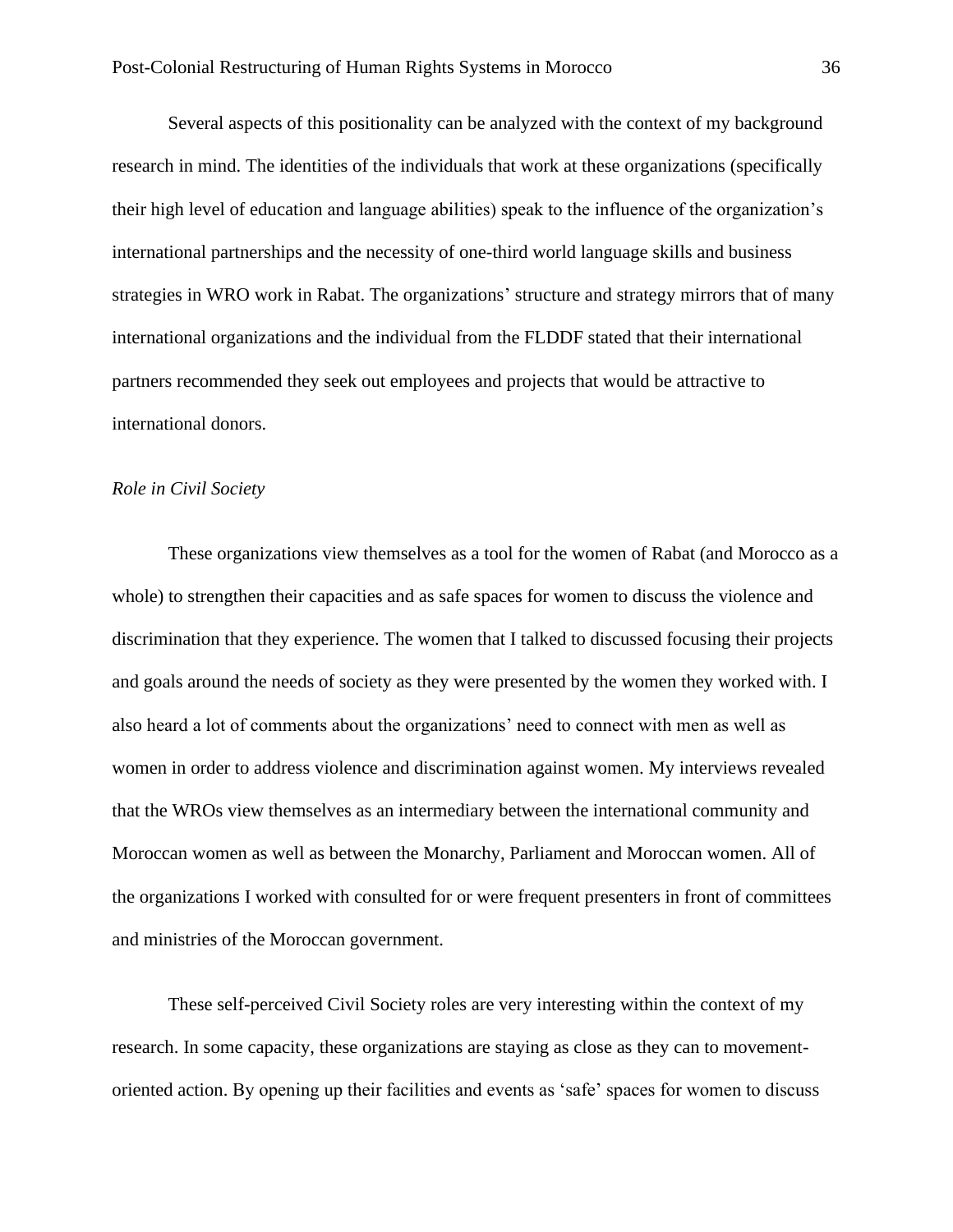Several aspects of this positionality can be analyzed with the context of my background research in mind. The identities of the individuals that work at these organizations (specifically their high level of education and language abilities) speak to the influence of the organization's international partnerships and the necessity of one-third world language skills and business strategies in WRO work in Rabat. The organizations' structure and strategy mirrors that of many international organizations and the individual from the FLDDF stated that their international partners recommended they seek out employees and projects that would be attractive to international donors.

*Role in Civil Society*

These organizations view themselves as a tool for the women of Rabat (and Morocco as a whole) to strengthen their capacities and as safe spaces for women to discuss the violence and discrimination that they experience. The women that I talked to discussed focusing their projects and goals around the needs of society as they were presented by the women they worked with. I also heard a lot of comments about the organizations' need to connect with men as well as women in order to address violence and discrimination against women. My interviews revealed that the WROs view themselves as an intermediary between the international community and Moroccan women as well as between the Monarchy, Parliament and Moroccan women. All of the organizations I worked with consulted for or were frequent presenters in front of committees and ministries of the Moroccan government.

These self-perceived Civil Society roles are very interesting within the context of my research. In some capacity, these organizations are staying as close as they can to movement-oriented action. By opening up their facilities and events as 'safe' spaces for women to discuss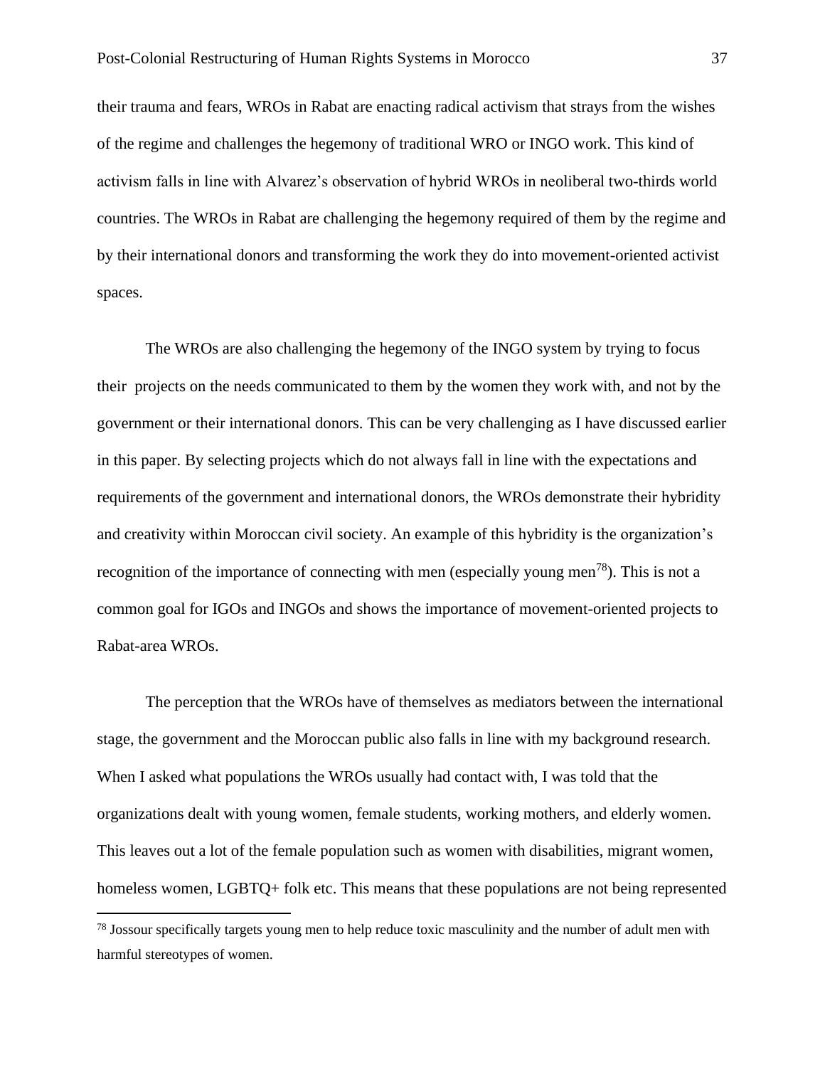their trauma and fears, WROs in Rabat are enacting radical activism that strays from the wishes of the regime and challenges the hegemony of traditional WRO or INGO work. This kind of activism falls in line with Alvarez's observation of hybrid WROs in neoliberal two-thirds world countries. The WROs in Rabat are challenging the hegemony required of them by the regime and by their international donors and transforming the work they do into movement-oriented activist spaces.

The WROs are also challenging the hegemony of the INGO system by trying to focus their projects on the needs communicated to them by the women they work with, and not by the government or their international donors. This can be very challenging as I have discussed earlier in this paper. By selecting projects which do not always fall in line with the expectations and requirements of the government and international donors, the WROs demonstrate their hybridity and creativity within Moroccan civil society. An example of this hybridity is the organization's recognition of the importance of connecting with men (especially young men[78]). This is not a common goal for IGOs and INGOs and shows the importance of movement-oriented projects to Rabat-area WROs.

The perception that the WROs have of themselves as mediators between the international stage, the government and the Moroccan public also falls in line with my background research. When I asked what populations the WROs usually had contact with, I was told that the organizations dealt with young women, female students, working mothers, and elderly women. This leaves out a lot of the female population such as women with disabilities, migrant women, homeless women, LGBTQ+ folk etc. This means that these populations are not being represented

[78] Jossour specifically targets young men to help reduce toxic masculinity and the number of adult men with harmful stereotypes of women.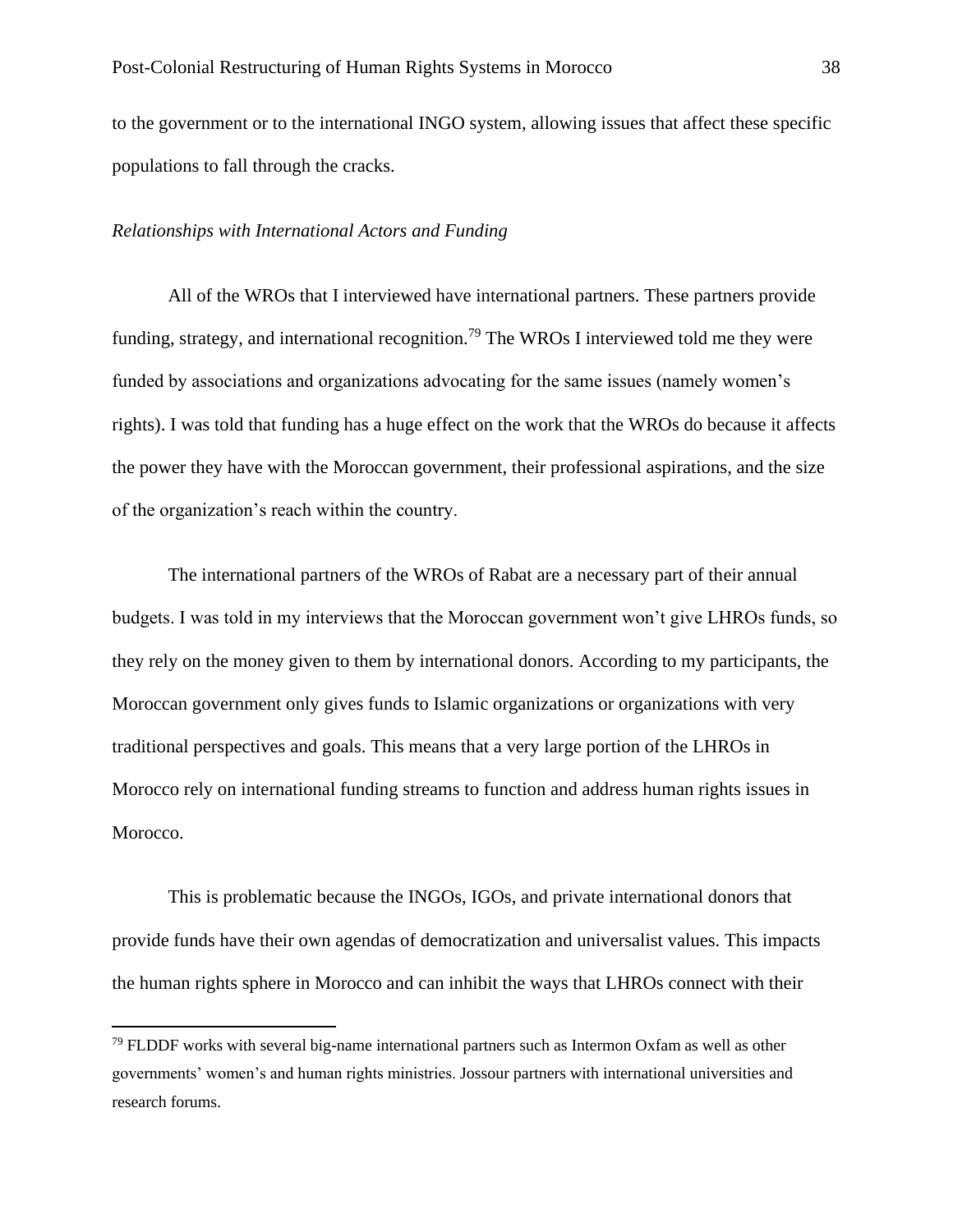to the government or to the international INGO system, allowing issues that affect these specific populations to fall through the cracks.

*Relationships with International Actors and Funding*

All of the WROs that I interviewed have international partners. These partners provide funding, strategy, and international recognition.[79] The WROs I interviewed told me they were funded by associations and organizations advocating for the same issues (namely women's rights). I was told that funding has a huge effect on the work that the WROs do because it affects the power they have with the Moroccan government, their professional aspirations, and the size of the organization's reach within the country.

The international partners of the WROs of Rabat are a necessary part of their annual budgets. I was told in my interviews that the Moroccan government won't give LHROs funds, so they rely on the money given to them by international donors. According to my participants, the Moroccan government only gives funds to Islamic organizations or organizations with very traditional perspectives and goals. This means that a very large portion of the LHROs in Morocco rely on international funding streams to function and address human rights issues in Morocco.

This is problematic because the INGOs, IGOs, and private international donors that provide funds have their own agendas of democratization and universalist values. This impacts the human rights sphere in Morocco and can inhibit the ways that LHROs connect with their

[79] FLDDF works with several big-name international partners such as Intermon Oxfam as well as other governments' women's and human rights ministries. Jossour partners with international universities and research forums.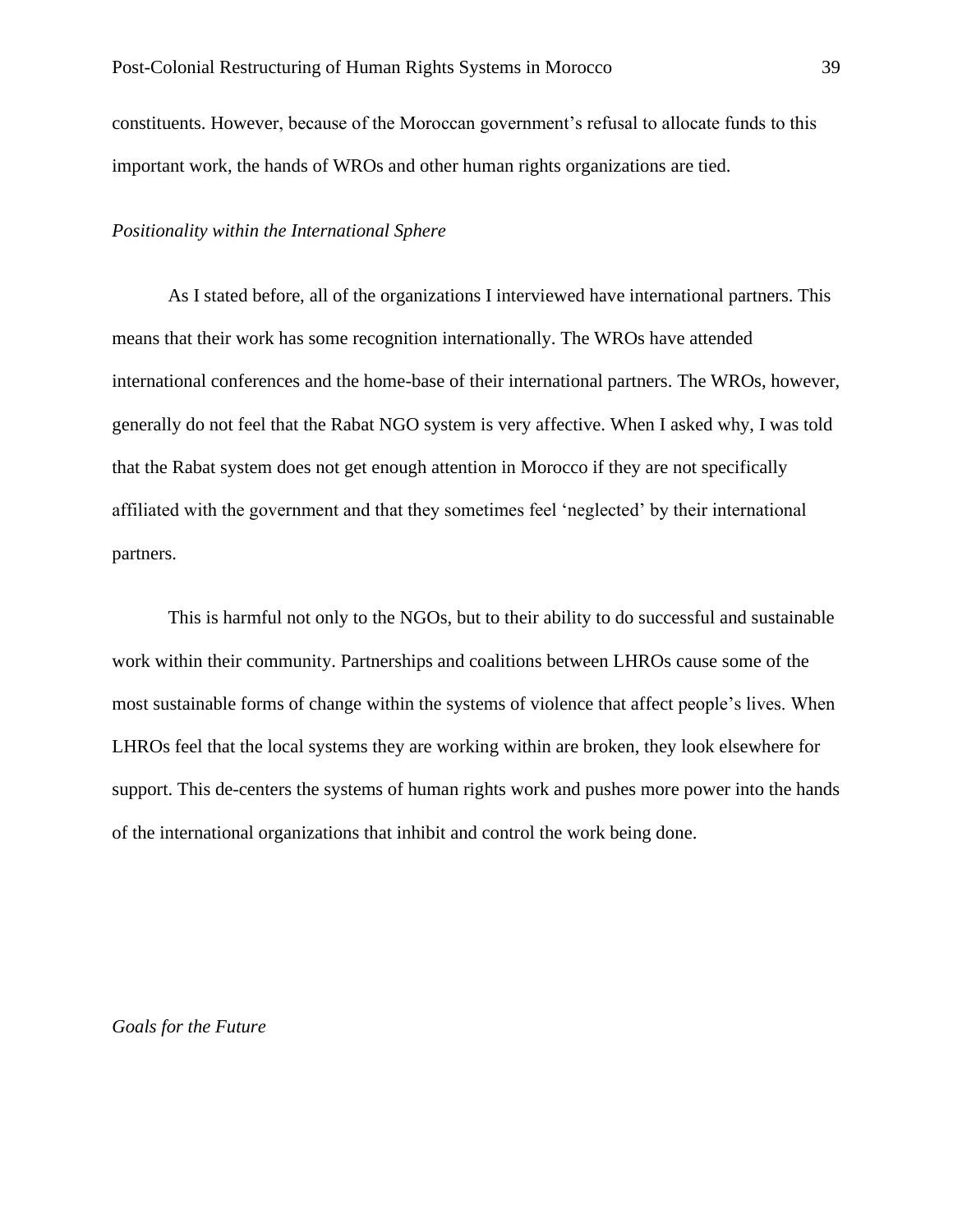constituents. However, because of the Moroccan government's refusal to allocate funds to this important work, the hands of WROs and other human rights organizations are tied.

*Positionality within the International Sphere*

As I stated before, all of the organizations I interviewed have international partners. This means that their work has some recognition internationally. The WROs have attended international conferences and the home-base of their international partners. The WROs, however, generally do not feel that the Rabat NGO system is very affective. When I asked why, I was told that the Rabat system does not get enough attention in Morocco if they are not specifically affiliated with the government and that they sometimes feel 'neglected' by their international partners.

This is harmful not only to the NGOs, but to their ability to do successful and sustainable work within their community. Partnerships and coalitions between LHROs cause some of the most sustainable forms of change within the systems of violence that affect people's lives. When LHROs feel that the local systems they are working within are broken, they look elsewhere for support. This de-centers the systems of human rights work and pushes more power into the hands of the international organizations that inhibit and control the work being done.

*Goals for the Future*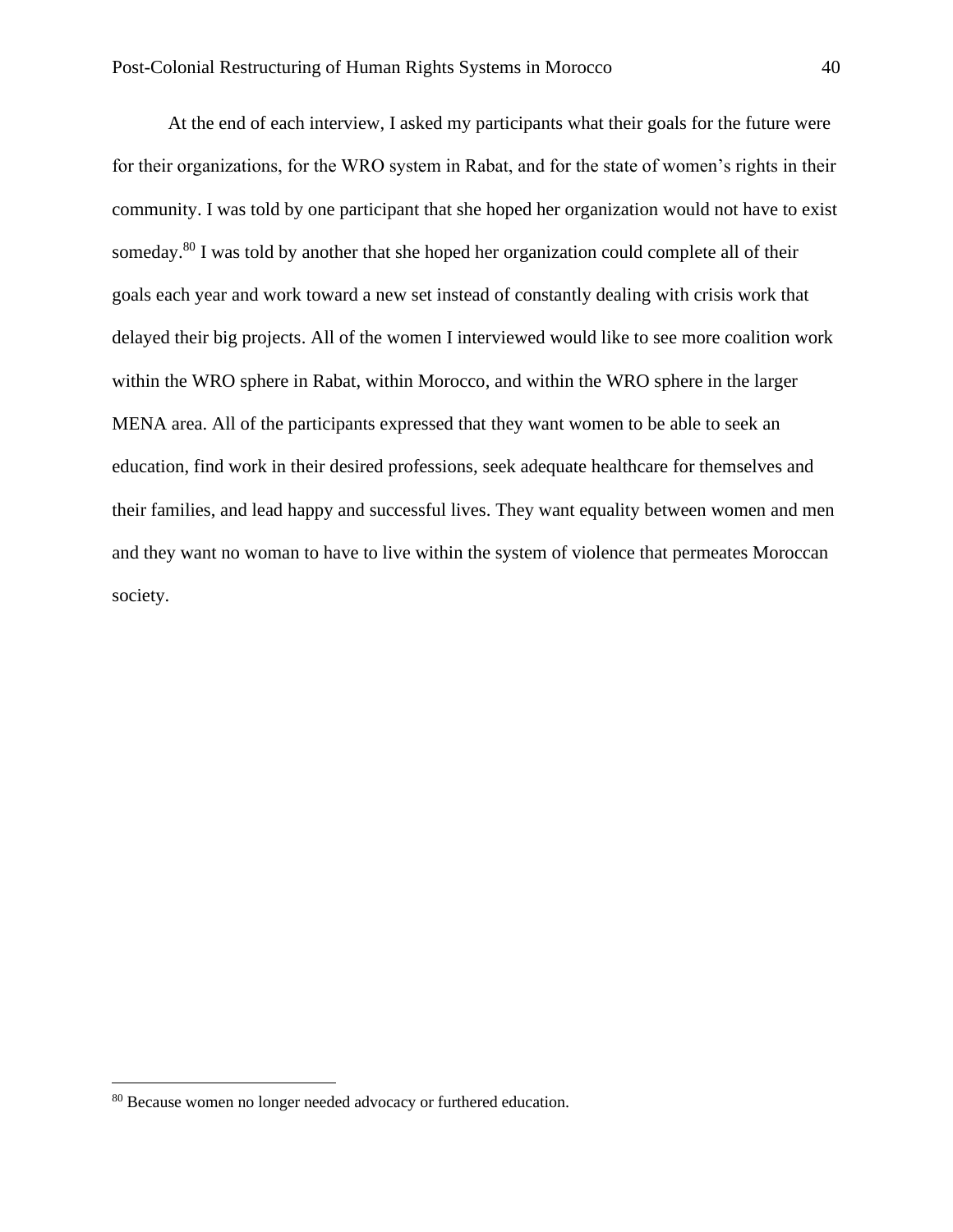At the end of each interview, I asked my participants what their goals for the future were for their organizations, for the WRO system in Rabat, and for the state of women's rights in their community. I was told by one participant that she hoped her organization would not have to exist someday.[80] I was told by another that she hoped her organization could complete all of their goals each year and work toward a new set instead of constantly dealing with crisis work that delayed their big projects. All of the women I interviewed would like to see more coalition work within the WRO sphere in Rabat, within Morocco, and within the WRO sphere in the larger MENA area. All of the participants expressed that they want women to be able to seek an education, find work in their desired professions, seek adequate healthcare for themselves and their families, and lead happy and successful lives. They want equality between women and men and they want no woman to have to live within the system of violence that permeates Moroccan society.

[80] Because women no longer needed advocacy or furthered education.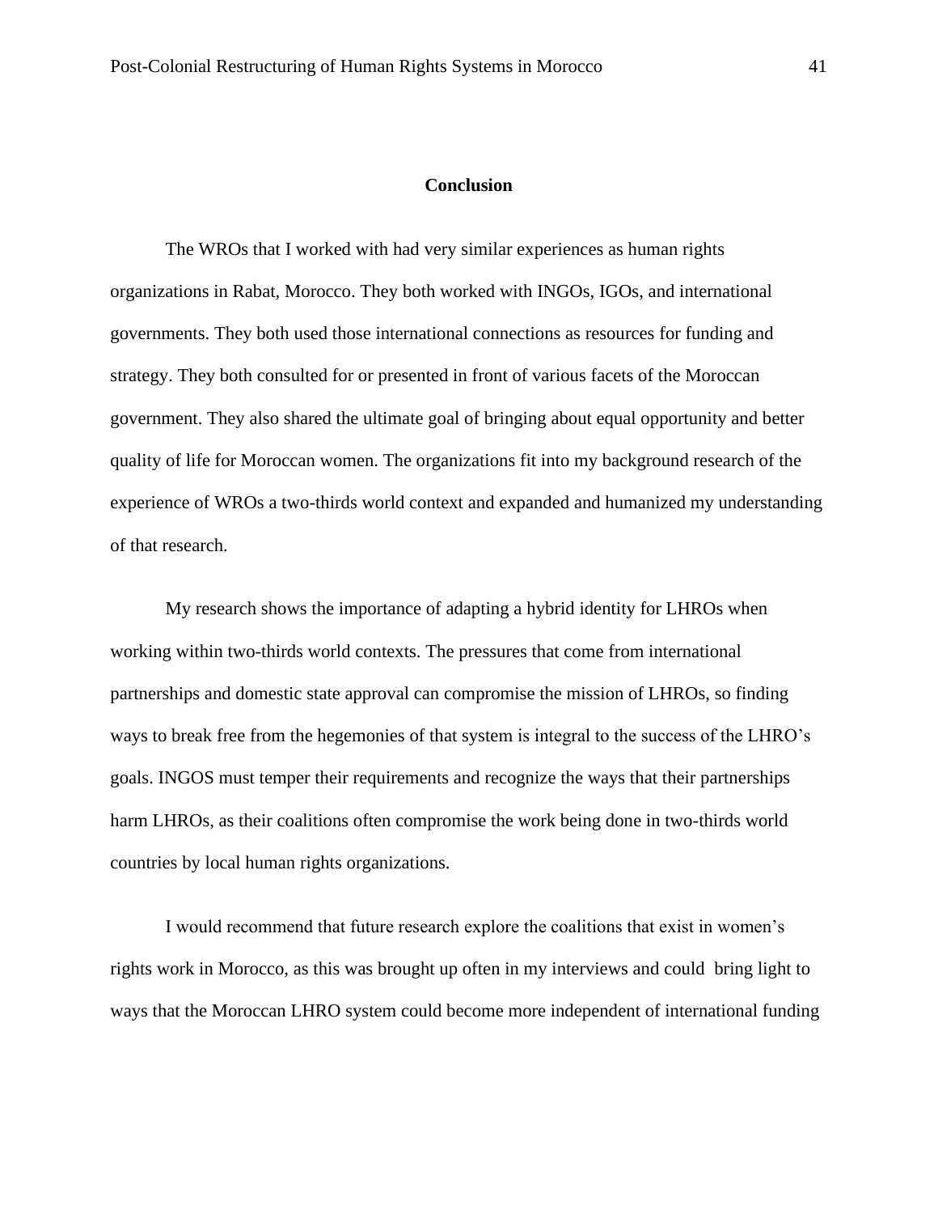## Conclusion

The WROs that I worked with had very similar experiences as human rights organizations in Rabat, Morocco. They both worked with INGOs, IGOs, and international governments. They both used those international connections as resources for funding and strategy. They both consulted for or presented in front of various facets of the Moroccan government. They also shared the ultimate goal of bringing about equal opportunity and better quality of life for Moroccan women. The organizations fit into my background research of the experience of WROs a two-thirds world context and expanded and humanized my understanding of that research.

My research shows the importance of adapting a hybrid identity for LHROs when working within two-thirds world contexts. The pressures that come from international partnerships and domestic state approval can compromise the mission of LHROs, so finding ways to break free from the hegemonies of that system is integral to the success of the LHRO's goals. INGOS must temper their requirements and recognize the ways that their partnerships harm LHROs, as their coalitions often compromise the work being done in two-thirds world countries by local human rights organizations.

I would recommend that future research explore the coalitions that exist in women's rights work in Morocco, as this was brought up often in my interviews and could bring light to ways that the Moroccan LHRO system could become more independent of international funding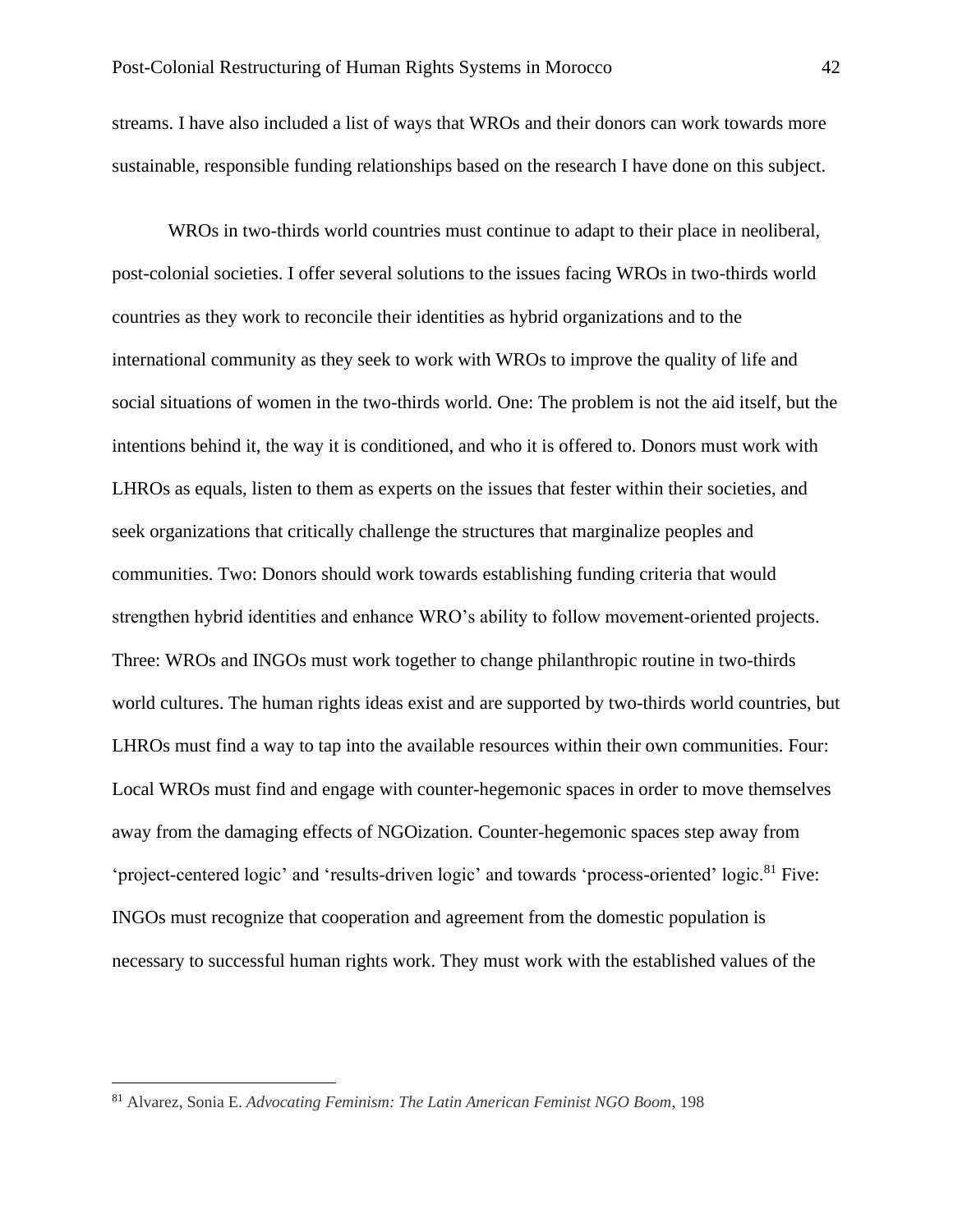streams. I have also included a list of ways that WROs and their donors can work towards more sustainable, responsible funding relationships based on the research I have done on this subject.

WROs in two-thirds world countries must continue to adapt to their place in neoliberal, post-colonial societies. I offer several solutions to the issues facing WROs in two-thirds world countries as they work to reconcile their identities as hybrid organizations and to the international community as they seek to work with WROs to improve the quality of life and social situations of women in the two-thirds world. One: The problem is not the aid itself, but the intentions behind it, the way it is conditioned, and who it is offered to. Donors must work with LHROs as equals, listen to them as experts on the issues that fester within their societies, and seek organizations that critically challenge the structures that marginalize peoples and communities. Two: Donors should work towards establishing funding criteria that would strengthen hybrid identities and enhance WRO's ability to follow movement-oriented projects. Three: WROs and INGOs must work together to change philanthropic routine in two-thirds world cultures. The human rights ideas exist and are supported by two-thirds world countries, but LHROs must find a way to tap into the available resources within their own communities. Four: Local WROs must find and engage with counter-hegemonic spaces in order to move themselves away from the damaging effects of NGOization. Counter-hegemonic spaces step away from 'project-centered logic' and 'results-driven logic' and towards 'process-oriented' logic.[81] Five: INGOs must recognize that cooperation and agreement from the domestic population is necessary to successful human rights work. They must work with the established values of the

---

[81] Alvarez, Sonia E. *Advocating Feminism: The Latin American Feminist NGO Boom*, 198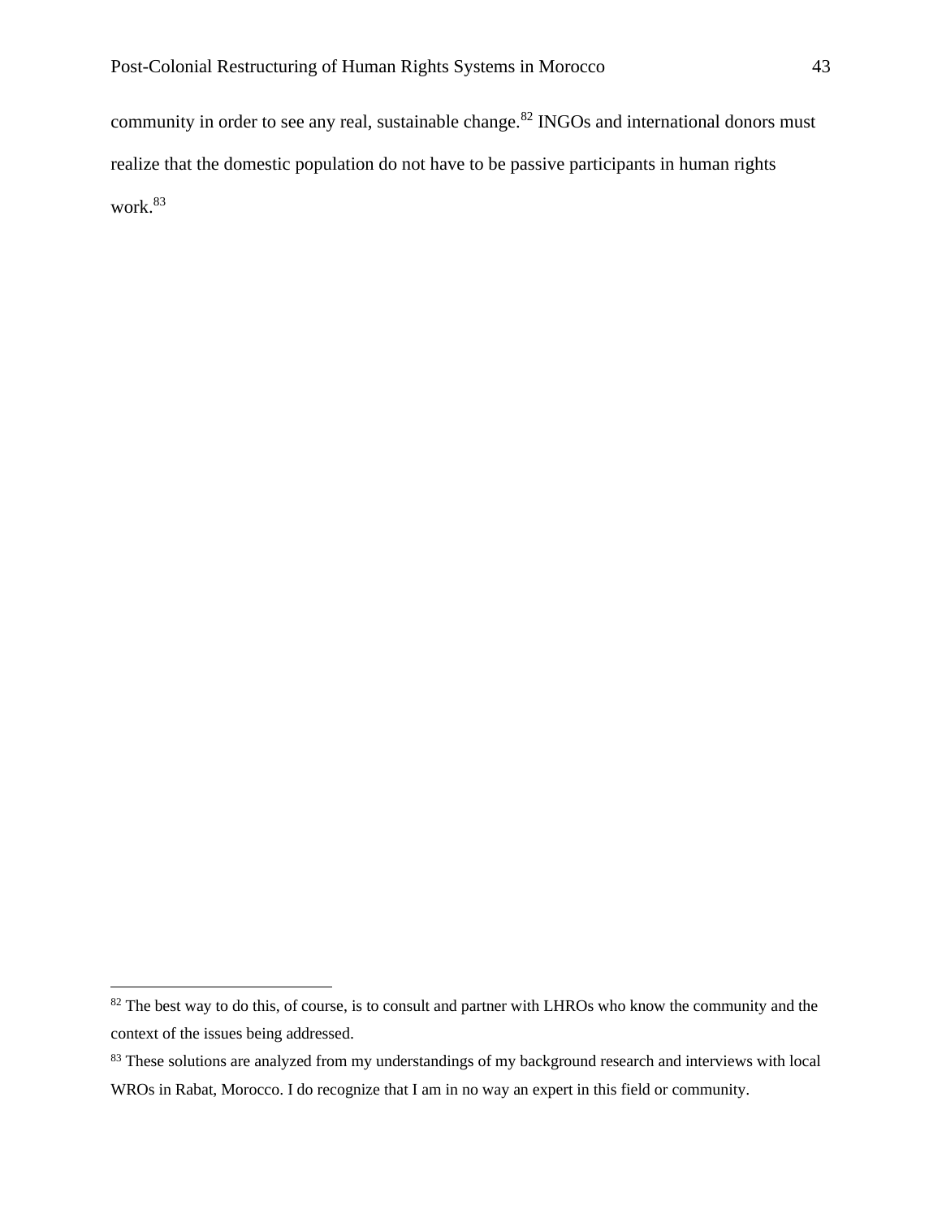community in order to see any real, sustainable change.[82] INGOs and international donors must realize that the domestic population do not have to be passive participants in human rights work.[83]

---

[82] The best way to do this, of course, is to consult and partner with LHROs who know the community and the context of the issues being addressed.

[83] These solutions are analyzed from my understandings of my background research and interviews with local WROs in Rabat, Morocco. I do recognize that I am in no way an expert in this field or community.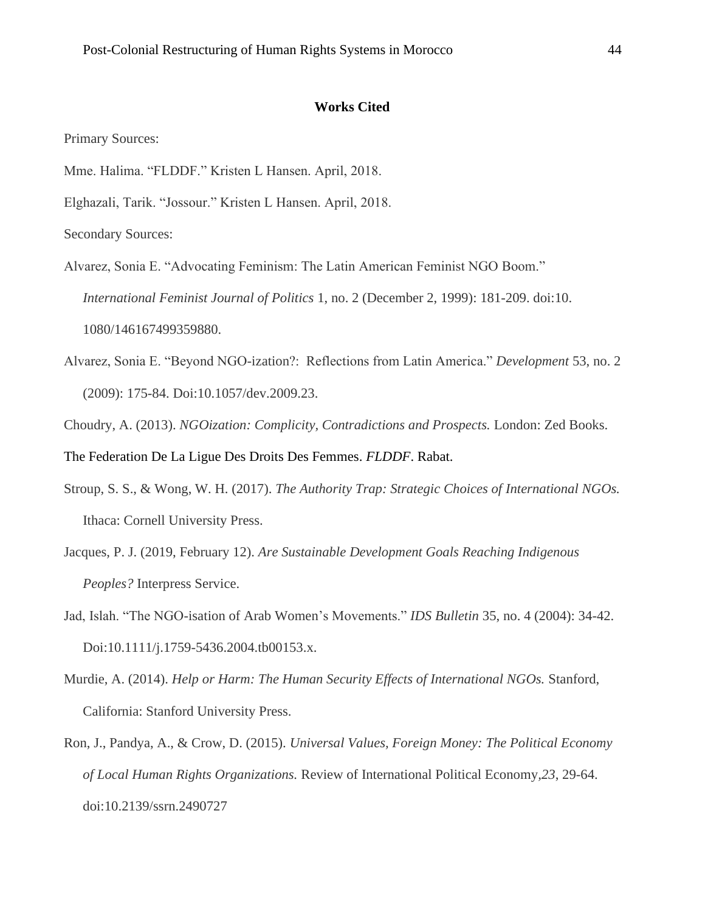**Works Cited**

Primary Sources:

Mme. Halima. "FLDDF." Kristen L Hansen. April, 2018.

Elghazali, Tarik. "Jossour." Kristen L Hansen. April, 2018.

Secondary Sources:

Alvarez, Sonia E. "Advocating Feminism: The Latin American Feminist NGO Boom." *International Feminist Journal of Politics* 1, no. 2 (December 2, 1999): 181-209. doi:10. 1080/146167499359880.

Alvarez, Sonia E. "Beyond NGO-ization?: Reflections from Latin America." *Development* 53, no. 2 (2009): 175-84. Doi:10.1057/dev.2009.23.

Choudry, A. (2013). *NGOization: Complicity, Contradictions and Prospects.* London: Zed Books.

The Federation De La Ligue Des Droits Des Femmes. *FLDDF*. Rabat.

Stroup, S. S., & Wong, W. H. (2017). *The Authority Trap: Strategic Choices of International NGOs.* Ithaca: Cornell University Press.

Jacques, P. J. (2019, February 12). *Are Sustainable Development Goals Reaching Indigenous Peoples?* Interpress Service.

Jad, Islah. "The NGO-isation of Arab Women's Movements." *IDS Bulletin* 35, no. 4 (2004): 34-42. Doi:10.1111/j.1759-5436.2004.tb00153.x.

Murdie, A. (2014). *Help or Harm: The Human Security Effects of International NGOs.* Stanford, California: Stanford University Press.

Ron, J., Pandya, A., & Crow, D. (2015). *Universal Values, Foreign Money: The Political Economy of Local Human Rights Organizations.* Review of International Political Economy,*23*, 29-64. doi:10.2139/ssrn.2490727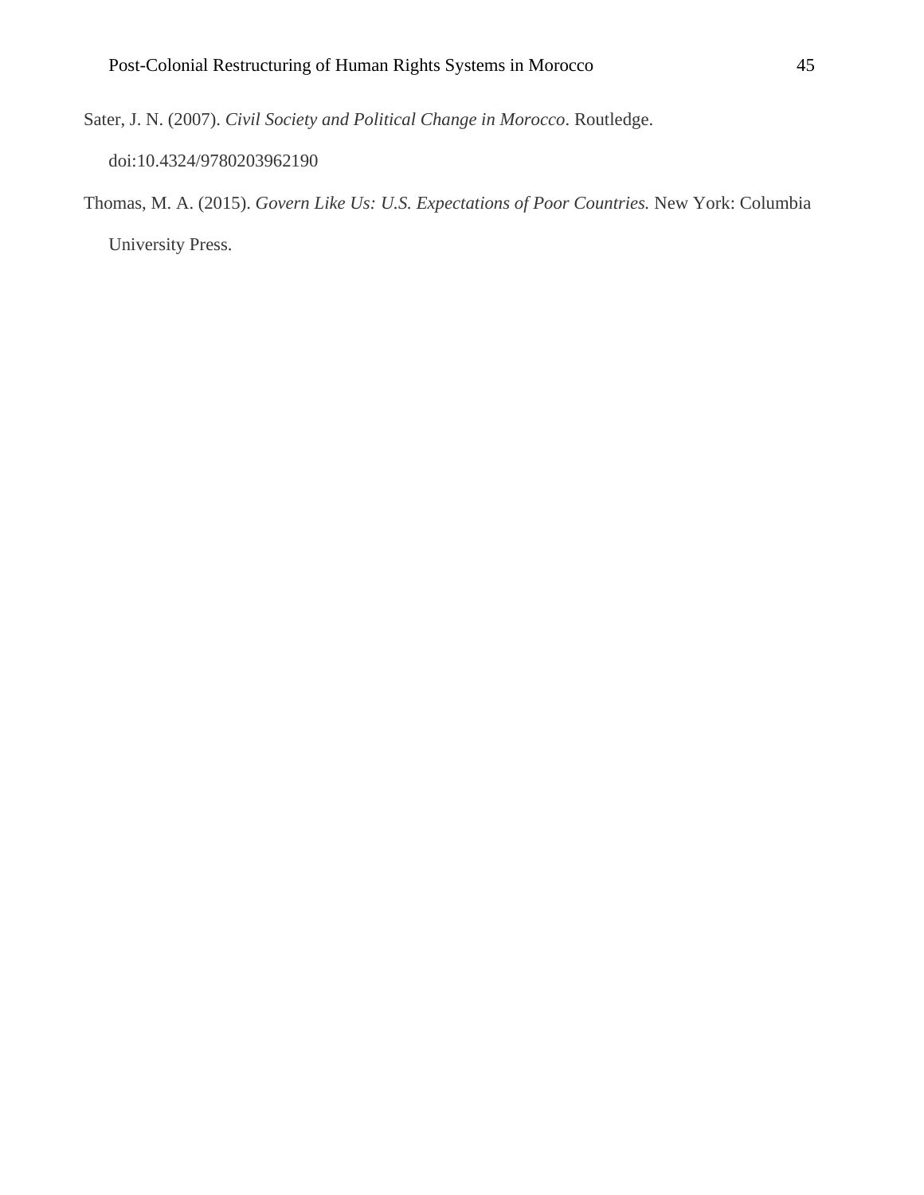Sater, J. N. (2007). *Civil Society and Political Change in Morocco*. Routledge. doi:10.4324/9780203962190

Thomas, M. A. (2015). *Govern Like Us: U.S. Expectations of Poor Countries.* New York: Columbia University Press.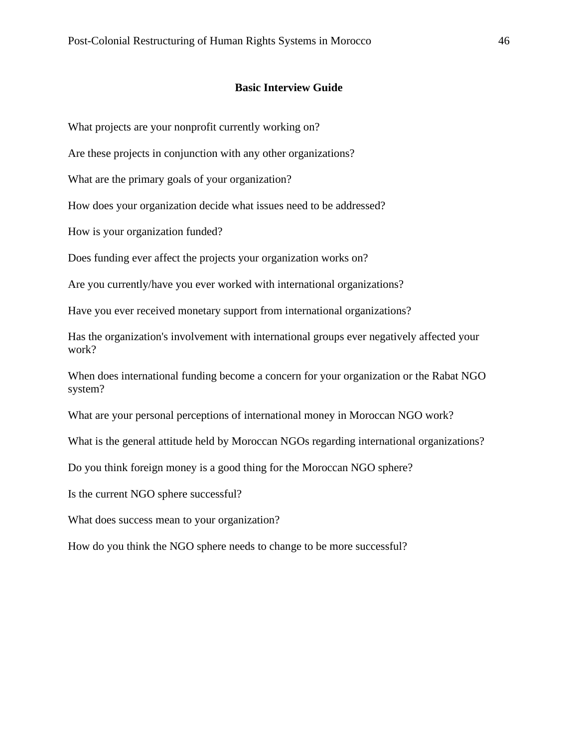## Basic Interview Guide

What projects are your nonprofit currently working on?

Are these projects in conjunction with any other organizations?

What are the primary goals of your organization?

How does your organization decide what issues need to be addressed?

How is your organization funded?

Does funding ever affect the projects your organization works on?

Are you currently/have you ever worked with international organizations?

Have you ever received monetary support from international organizations?

Has the organization's involvement with international groups ever negatively affected your work?

When does international funding become a concern for your organization or the Rabat NGO system?

What are your personal perceptions of international money in Moroccan NGO work?

What is the general attitude held by Moroccan NGOs regarding international organizations?

Do you think foreign money is a good thing for the Moroccan NGO sphere?

Is the current NGO sphere successful?

What does success mean to your organization?

How do you think the NGO sphere needs to change to be more successful?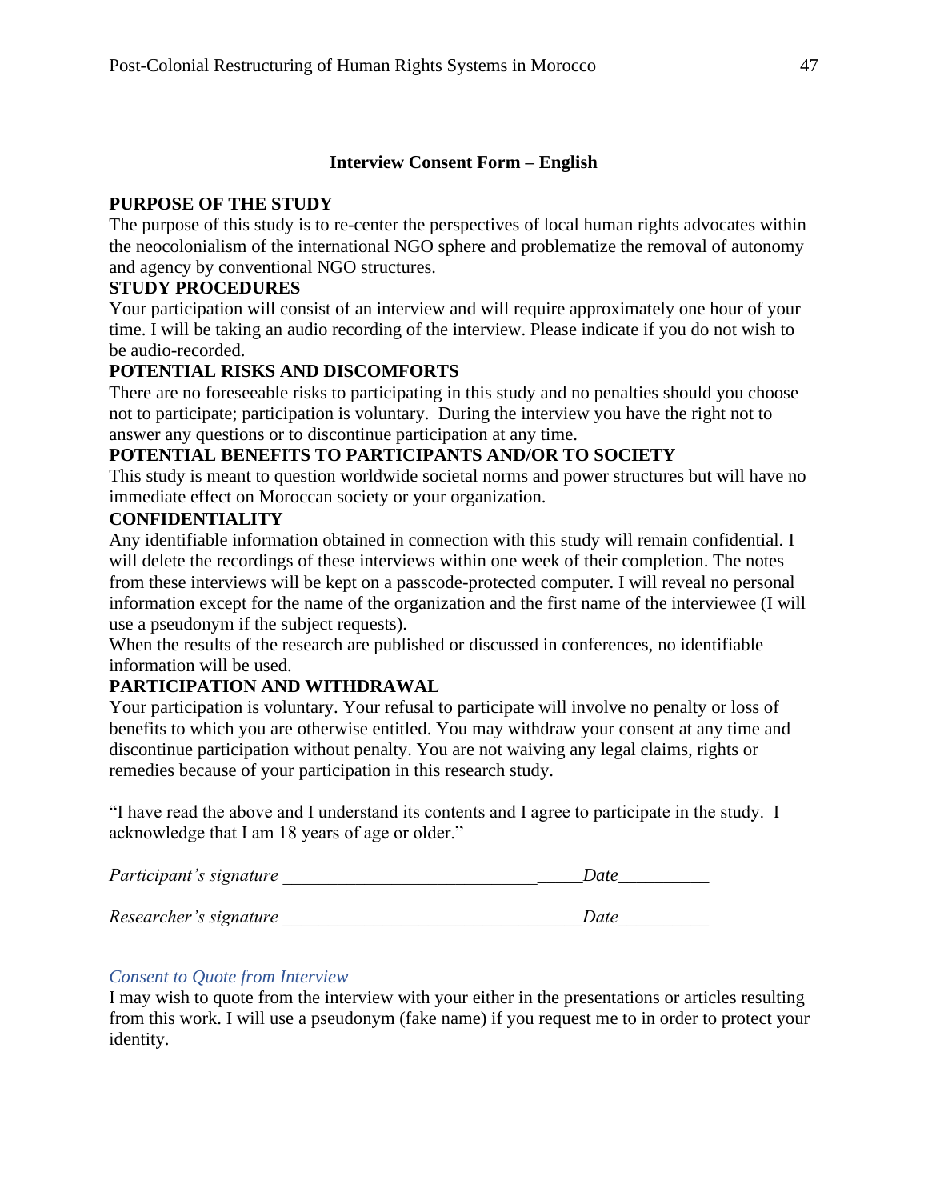**Interview Consent Form – English**

**PURPOSE OF THE STUDY**

The purpose of this study is to re-center the perspectives of local human rights advocates within the neocolonialism of the international NGO sphere and problematize the removal of autonomy and agency by conventional NGO structures.

**STUDY PROCEDURES**

Your participation will consist of an interview and will require approximately one hour of your time. I will be taking an audio recording of the interview. Please indicate if you do not wish to be audio-recorded.

**POTENTIAL RISKS AND DISCOMFORTS**

There are no foreseeable risks to participating in this study and no penalties should you choose not to participate; participation is voluntary. During the interview you have the right not to answer any questions or to discontinue participation at any time.

**POTENTIAL BENEFITS TO PARTICIPANTS AND/OR TO SOCIETY**

This study is meant to question worldwide societal norms and power structures but will have no immediate effect on Moroccan society or your organization.

**CONFIDENTIALITY**

Any identifiable information obtained in connection with this study will remain confidential. I will delete the recordings of these interviews within one week of their completion. The notes from these interviews will be kept on a passcode-protected computer. I will reveal no personal information except for the name of the organization and the first name of the interviewee (I will use a pseudonym if the subject requests).

When the results of the research are published or discussed in conferences, no identifiable information will be used.

**PARTICIPATION AND WITHDRAWAL**

Your participation is voluntary. Your refusal to participate will involve no penalty or loss of benefits to which you are otherwise entitled. You may withdraw your consent at any time and discontinue participation without penalty. You are not waiving any legal claims, rights or remedies because of your participation in this research study.

"I have read the above and I understand its contents and I agree to participate in the study. I acknowledge that I am 18 years of age or older."

*Participant's signature* ________________________________ *Date*__________

*Researcher's signature* ________________________________ *Date*__________

*Consent to Quote from Interview*

I may wish to quote from the interview with your either in the presentations or articles resulting from this work. I will use a pseudonym (fake name) if you request me to in order to protect your identity.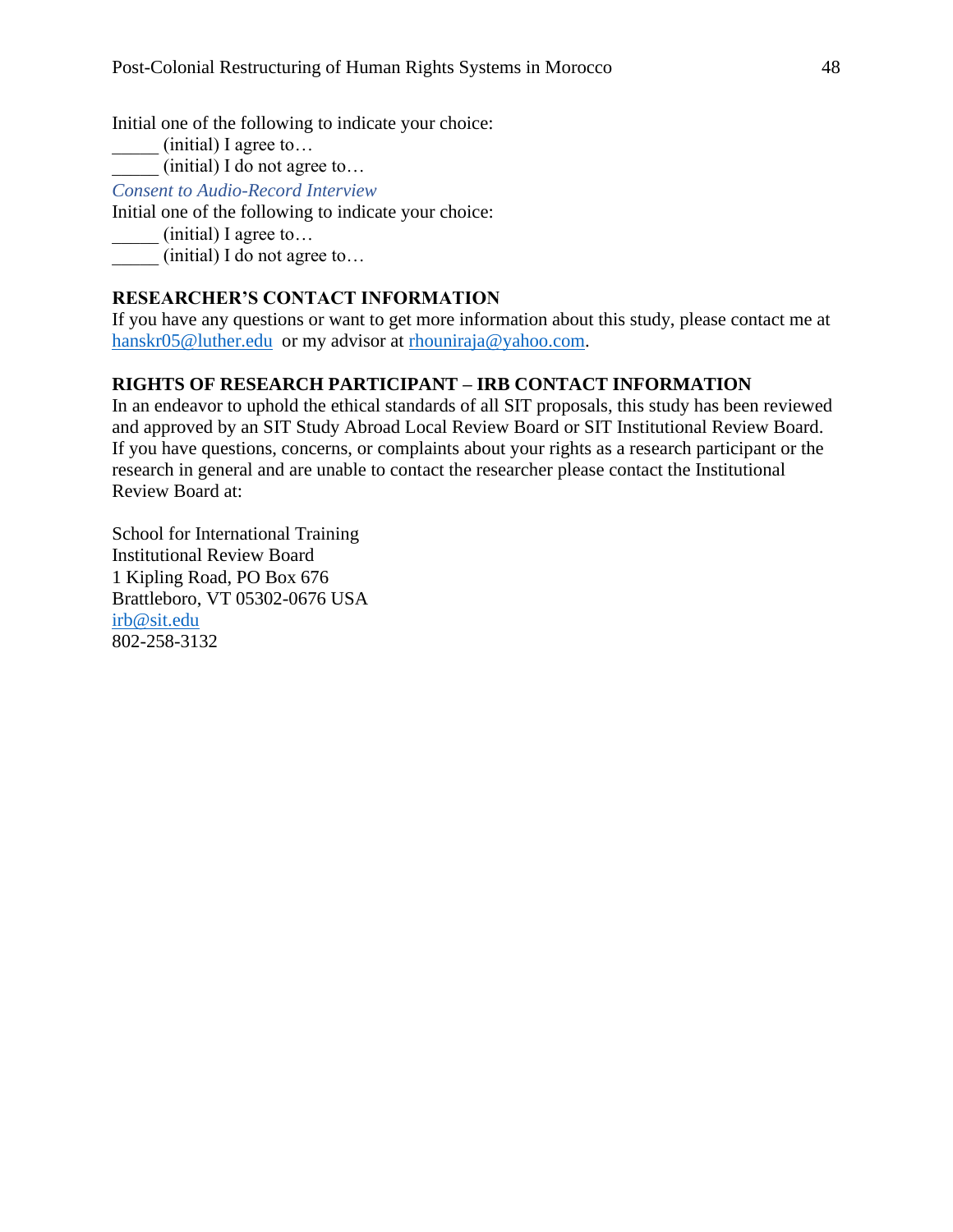Initial one of the following to indicate your choice:
_____ (initial) I agree to…
_____ (initial) I do not agree to…

*Consent to Audio-Record Interview*

Initial one of the following to indicate your choice:
_____ (initial) I agree to…
_____ (initial) I do not agree to…

**RESEARCHER'S CONTACT INFORMATION**

If you have any questions or want to get more information about this study, please contact me at hanskr05@luther.edu or my advisor at rhouniraja@yahoo.com.

**RIGHTS OF RESEARCH PARTICIPANT – IRB CONTACT INFORMATION**

In an endeavor to uphold the ethical standards of all SIT proposals, this study has been reviewed and approved by an SIT Study Abroad Local Review Board or SIT Institutional Review Board. If you have questions, concerns, or complaints about your rights as a research participant or the research in general and are unable to contact the researcher please contact the Institutional Review Board at:

School for International Training
Institutional Review Board
1 Kipling Road, PO Box 676
Brattleboro, VT 05302-0676 USA
irb@sit.edu
802-258-3132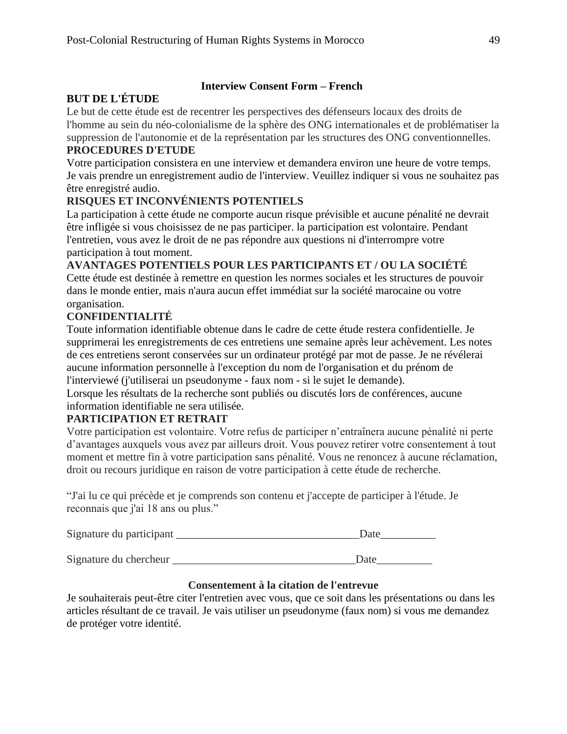## Interview Consent Form – French

**BUT DE L'ÉTUDE**

Le but de cette étude est de recentrer les perspectives des défenseurs locaux des droits de l'homme au sein du néo-colonialisme de la sphère des ONG internationales et de problématiser la suppression de l'autonomie et de la représentation par les structures des ONG conventionnelles.

**PROCEDURES D'ETUDE**

Votre participation consistera en une interview et demandera environ une heure de votre temps. Je vais prendre un enregistrement audio de l'interview. Veuillez indiquer si vous ne souhaitez pas être enregistré audio.

**RISQUES ET INCONVÉNIENTS POTENTIELS**

La participation à cette étude ne comporte aucun risque prévisible et aucune pénalité ne devrait être infligée si vous choisissez de ne pas participer. la participation est volontaire. Pendant l'entretien, vous avez le droit de ne pas répondre aux questions ni d'interrompre votre participation à tout moment.

**AVANTAGES POTENTIELS POUR LES PARTICIPANTS ET / OU LA SOCIÉTÉ**

Cette étude est destinée à remettre en question les normes sociales et les structures de pouvoir dans le monde entier, mais n'aura aucun effet immédiat sur la société marocaine ou votre organisation.

**CONFIDENTIALITÉ**

Toute information identifiable obtenue dans le cadre de cette étude restera confidentielle. Je supprimerai les enregistrements de ces entretiens une semaine après leur achèvement. Les notes de ces entretiens seront conservées sur un ordinateur protégé par mot de passe. Je ne révélerai aucune information personnelle à l'exception du nom de l'organisation et du prénom de l'interviewé (j'utiliserai un pseudonyme - faux nom - si le sujet le demande).

Lorsque les résultats de la recherche sont publiés ou discutés lors de conférences, aucune information identifiable ne sera utilisée.

**PARTICIPATION ET RETRAIT**

Votre participation est volontaire. Votre refus de participer n'entraînera aucune pénalité ni perte d'avantages auxquels vous avez par ailleurs droit. Vous pouvez retirer votre consentement à tout moment et mettre fin à votre participation sans pénalité. Vous ne renoncez à aucune réclamation, droit ou recours juridique en raison de votre participation à cette étude de recherche.

"J'ai lu ce qui précède et je comprends son contenu et j'accepte de participer à l'étude. Je reconnais que j'ai 18 ans ou plus."

Signature du participant _________________________________Date__________

Signature du chercheur _________________________________Date__________

**Consentement à la citation de l'entrevue**

Je souhaiterais peut-être citer l'entretien avec vous, que ce soit dans les présentations ou dans les articles résultant de ce travail. Je vais utiliser un pseudonyme (faux nom) si vous me demandez de protéger votre identité.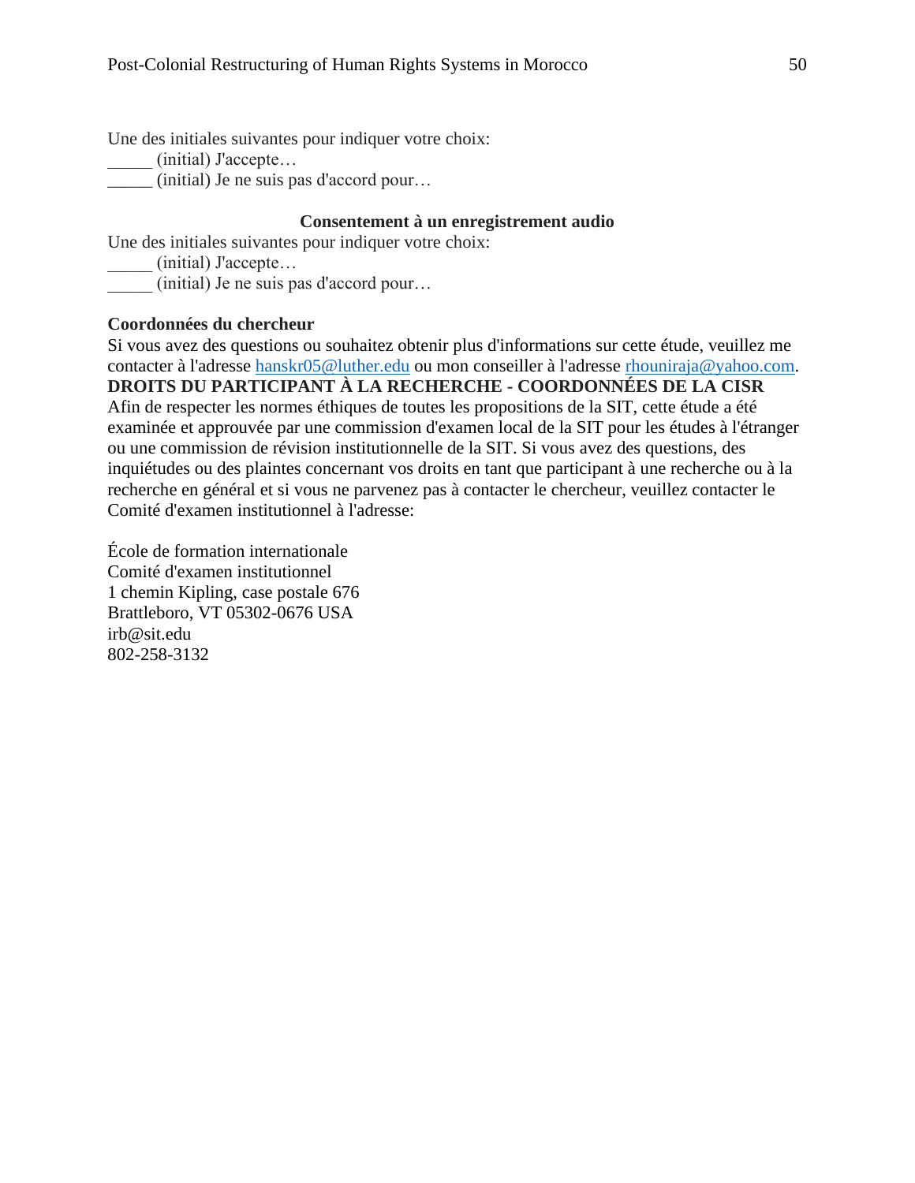Une des initiales suivantes pour indiquer votre choix:
_____ (initial) J'accepte…
_____ (initial) Je ne suis pas d'accord pour…

**Consentement à un enregistrement audio**

Une des initiales suivantes pour indiquer votre choix:
_____ (initial) J'accepte…
_____ (initial) Je ne suis pas d'accord pour…

**Coordonnées du chercheur**

Si vous avez des questions ou souhaitez obtenir plus d'informations sur cette étude, veuillez me contacter à l'adresse hanskr05@luther.edu ou mon conseiller à l'adresse rhouniraja@yahoo.com.

**DROITS DU PARTICIPANT À LA RECHERCHE - COORDONNÉES DE LA CISR**

Afin de respecter les normes éthiques de toutes les propositions de la SIT, cette étude a été examinée et approuvée par une commission d'examen local de la SIT pour les études à l'étranger ou une commission de révision institutionnelle de la SIT. Si vous avez des questions, des inquiétudes ou des plaintes concernant vos droits en tant que participant à une recherche ou à la recherche en général et si vous ne parvenez pas à contacter le chercheur, veuillez contacter le Comité d'examen institutionnel à l'adresse:

École de formation internationale
Comité d'examen institutionnel
1 chemin Kipling, case postale 676
Brattleboro, VT 05302-0676 USA
irb@sit.edu
802-258-3132